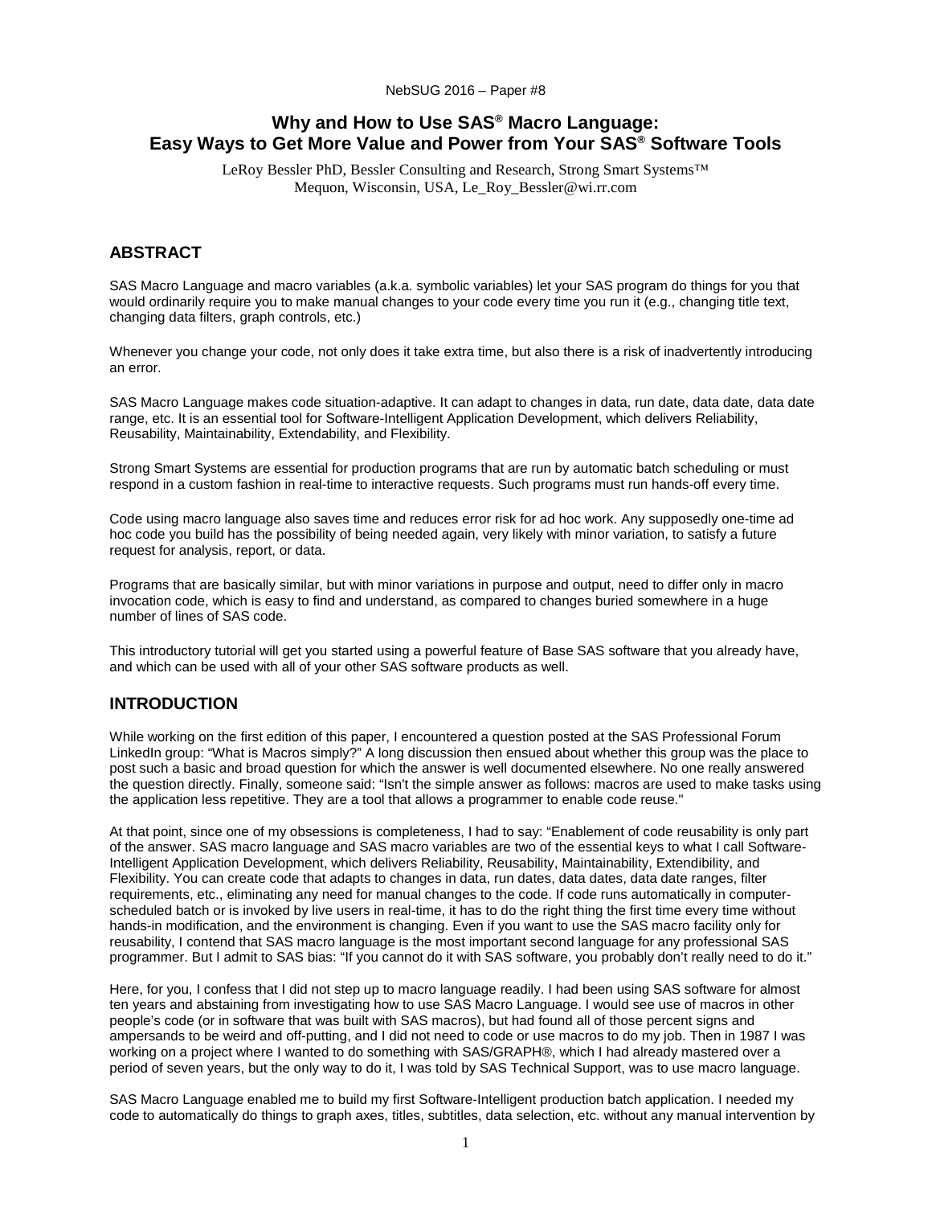NebSUG 2016 – Paper #8

# Why and How to Use SAS® Macro Language: Easy Ways to Get More Value and Power from Your SAS® Software Tools

LeRoy Bessler PhD, Bessler Consulting and Research, Strong Smart Systems™
Mequon, Wisconsin, USA, Le_Roy_Bessler@wi.rr.com

## ABSTRACT

SAS Macro Language and macro variables (a.k.a. symbolic variables) let your SAS program do things for you that would ordinarily require you to make manual changes to your code every time you run it (e.g., changing title text, changing data filters, graph controls, etc.)

Whenever you change your code, not only does it take extra time, but also there is a risk of inadvertently introducing an error.

SAS Macro Language makes code situation-adaptive. It can adapt to changes in data, run date, data date, data date range, etc. It is an essential tool for Software-Intelligent Application Development, which delivers Reliability, Reusability, Maintainability, Extendability, and Flexibility.

Strong Smart Systems are essential for production programs that are run by automatic batch scheduling or must respond in a custom fashion in real-time to interactive requests. Such programs must run hands-off every time.

Code using macro language also saves time and reduces error risk for ad hoc work. Any supposedly one-time ad hoc code you build has the possibility of being needed again, very likely with minor variation, to satisfy a future request for analysis, report, or data.

Programs that are basically similar, but with minor variations in purpose and output, need to differ only in macro invocation code, which is easy to find and understand, as compared to changes buried somewhere in a huge number of lines of SAS code.

This introductory tutorial will get you started using a powerful feature of Base SAS software that you already have, and which can be used with all of your other SAS software products as well.

## INTRODUCTION

While working on the first edition of this paper, I encountered a question posted at the SAS Professional Forum LinkedIn group: "What is Macros simply?" A long discussion then ensued about whether this group was the place to post such a basic and broad question for which the answer is well documented elsewhere. No one really answered the question directly. Finally, someone said: "Isn't the simple answer as follows: macros are used to make tasks using the application less repetitive. They are a tool that allows a programmer to enable code reuse."

At that point, since one of my obsessions is completeness, I had to say: "Enablement of code reusability is only part of the answer. SAS macro language and SAS macro variables are two of the essential keys to what I call Software-Intelligent Application Development, which delivers Reliability, Reusability, Maintainability, Extendibility, and Flexibility. You can create code that adapts to changes in data, run dates, data dates, data date ranges, filter requirements, etc., eliminating any need for manual changes to the code. If code runs automatically in computer-scheduled batch or is invoked by live users in real-time, it has to do the right thing the first time every time without hands-in modification, and the environment is changing. Even if you want to use the SAS macro facility only for reusability, I contend that SAS macro language is the most important second language for any professional SAS programmer. But I admit to SAS bias: "If you cannot do it with SAS software, you probably don't really need to do it."

Here, for you, I confess that I did not step up to macro language readily. I had been using SAS software for almost ten years and abstaining from investigating how to use SAS Macro Language. I would see use of macros in other people's code (or in software that was built with SAS macros), but had found all of those percent signs and ampersands to be weird and off-putting, and I did not need to code or use macros to do my job. Then in 1987 I was working on a project where I wanted to do something with SAS/GRAPH®, which I had already mastered over a period of seven years, but the only way to do it, I was told by SAS Technical Support, was to use macro language.

SAS Macro Language enabled me to build my first Software-Intelligent production batch application. I needed my code to automatically do things to graph axes, titles, subtitles, data selection, etc. without any manual intervention by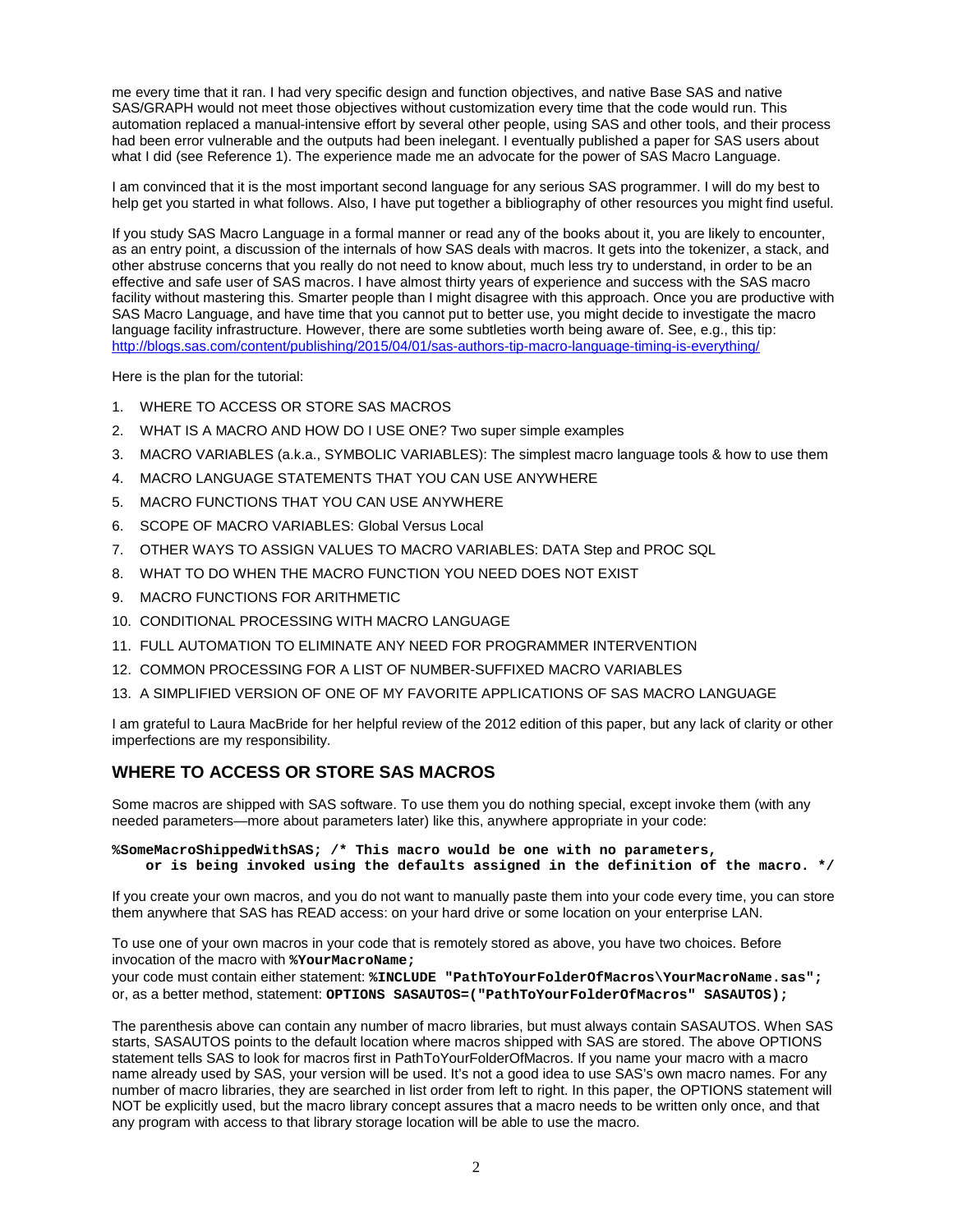me every time that it ran. I had very specific design and function objectives, and native Base SAS and native SAS/GRAPH would not meet those objectives without customization every time that the code would run. This automation replaced a manual-intensive effort by several other people, using SAS and other tools, and their process had been error vulnerable and the outputs had been inelegant. I eventually published a paper for SAS users about what I did (see Reference 1). The experience made me an advocate for the power of SAS Macro Language.

I am convinced that it is the most important second language for any serious SAS programmer. I will do my best to help get you started in what follows. Also, I have put together a bibliography of other resources you might find useful.

If you study SAS Macro Language in a formal manner or read any of the books about it, you are likely to encounter, as an entry point, a discussion of the internals of how SAS deals with macros. It gets into the tokenizer, a stack, and other abstruse concerns that you really do not need to know about, much less try to understand, in order to be an effective and safe user of SAS macros. I have almost thirty years of experience and success with the SAS macro facility without mastering this. Smarter people than I might disagree with this approach. Once you are productive with SAS Macro Language, and have time that you cannot put to better use, you might decide to investigate the macro language facility infrastructure. However, there are some subtleties worth being aware of. See, e.g., this tip: http://blogs.sas.com/content/publishing/2015/04/01/sas-authors-tip-macro-language-timing-is-everything/

Here is the plan for the tutorial:

1. WHERE TO ACCESS OR STORE SAS MACROS
2. WHAT IS A MACRO AND HOW DO I USE ONE? Two super simple examples
3. MACRO VARIABLES (a.k.a., SYMBOLIC VARIABLES): The simplest macro language tools & how to use them
4. MACRO LANGUAGE STATEMENTS THAT YOU CAN USE ANYWHERE
5. MACRO FUNCTIONS THAT YOU CAN USE ANYWHERE
6. SCOPE OF MACRO VARIABLES: Global Versus Local
7. OTHER WAYS TO ASSIGN VALUES TO MACRO VARIABLES: DATA Step and PROC SQL
8. WHAT TO DO WHEN THE MACRO FUNCTION YOU NEED DOES NOT EXIST
9. MACRO FUNCTIONS FOR ARITHMETIC
10. CONDITIONAL PROCESSING WITH MACRO LANGUAGE
11. FULL AUTOMATION TO ELIMINATE ANY NEED FOR PROGRAMMER INTERVENTION
12. COMMON PROCESSING FOR A LIST OF NUMBER-SUFFIXED MACRO VARIABLES
13. A SIMPLIFIED VERSION OF ONE OF MY FAVORITE APPLICATIONS OF SAS MACRO LANGUAGE

I am grateful to Laura MacBride for her helpful review of the 2012 edition of this paper, but any lack of clarity or other imperfections are my responsibility.

## WHERE TO ACCESS OR STORE SAS MACROS

Some macros are shipped with SAS software. To use them you do nothing special, except invoke them (with any needed parameters—more about parameters later) like this, anywhere appropriate in your code:

```
%SomeMacroShippedWithSAS; /* This macro would be one with no parameters,
    or is being invoked using the defaults assigned in the definition of the macro. */
```

If you create your own macros, and you do not want to manually paste them into your code every time, you can store them anywhere that SAS has READ access: on your hard drive or some location on your enterprise LAN.

To use one of your own macros in your code that is remotely stored as above, you have two choices. Before invocation of the macro with **%YourMacroName;**
your code must contain either statement: **%INCLUDE "PathToYourFolderOfMacros\YourMacroName.sas";**
or, as a better method, statement: **OPTIONS SASAUTOS=("PathToYourFolderOfMacros" SASAUTOS);**

The parenthesis above can contain any number of macro libraries, but must always contain SASAUTOS. When SAS starts, SASAUTOS points to the default location where macros shipped with SAS are stored. The above OPTIONS statement tells SAS to look for macros first in PathToYourFolderOfMacros. If you name your macro with a macro name already used by SAS, your version will be used. It's not a good idea to use SAS's own macro names. For any number of macro libraries, they are searched in list order from left to right. In this paper, the OPTIONS statement will NOT be explicitly used, but the macro library concept assures that a macro needs to be written only once, and that any program with access to that library storage location will be able to use the macro.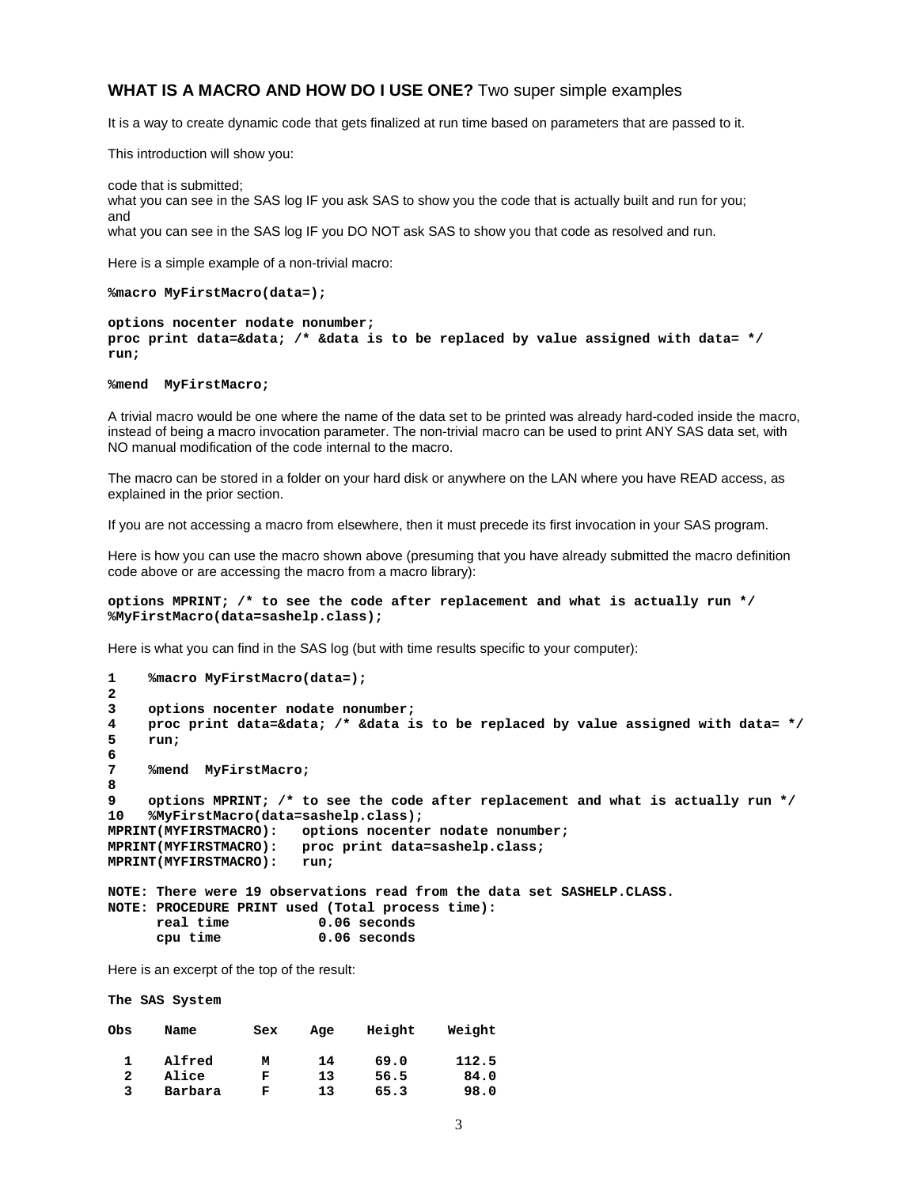## **WHAT IS A MACRO AND HOW DO I USE ONE?** Two super simple examples

It is a way to create dynamic code that gets finalized at run time based on parameters that are passed to it.

This introduction will show you:

code that is submitted;
what you can see in the SAS log IF you ask SAS to show you the code that is actually built and run for you; and
what you can see in the SAS log IF you DO NOT ask SAS to show you that code as resolved and run.

Here is a simple example of a non-trivial macro:

```
%macro MyFirstMacro(data=);

options nocenter nodate nonumber;
proc print data=&data; /* &data is to be replaced by value assigned with data= */
run;

%mend  MyFirstMacro;
```

A trivial macro would be one where the name of the data set to be printed was already hard-coded inside the macro, instead of being a macro invocation parameter. The non-trivial macro can be used to print ANY SAS data set, with NO manual modification of the code internal to the macro.

The macro can be stored in a folder on your hard disk or anywhere on the LAN where you have READ access, as explained in the prior section.

If you are not accessing a macro from elsewhere, then it must precede its first invocation in your SAS program.

Here is how you can use the macro shown above (presuming that you have already submitted the macro definition code above or are accessing the macro from a macro library):

```
options MPRINT; /* to see the code after replacement and what is actually run */
%MyFirstMacro(data=sashelp.class);
```

Here is what you can find in the SAS log (but with time results specific to your computer):

```
1    %macro MyFirstMacro(data=);
2
3    options nocenter nodate nonumber;
4    proc print data=&data; /* &data is to be replaced by value assigned with data= */
5    run;
6
7    %mend  MyFirstMacro;
8
9    options MPRINT; /* to see the code after replacement and what is actually run */
10   %MyFirstMacro(data=sashelp.class);
MPRINT(MYFIRSTMACRO):   options nocenter nodate nonumber;
MPRINT(MYFIRSTMACRO):   proc print data=sashelp.class;
MPRINT(MYFIRSTMACRO):   run;

NOTE: There were 19 observations read from the data set SASHELP.CLASS.
NOTE: PROCEDURE PRINT used (Total process time):
      real time           0.06 seconds
      cpu time            0.06 seconds
```

Here is an excerpt of the top of the result:

```
The SAS System

Obs    Name       Sex    Age    Height    Weight

  1    Alfred      M      14     69.0      112.5
  2    Alice       F      13     56.5       84.0
  3    Barbara     F      13     65.3       98.0
```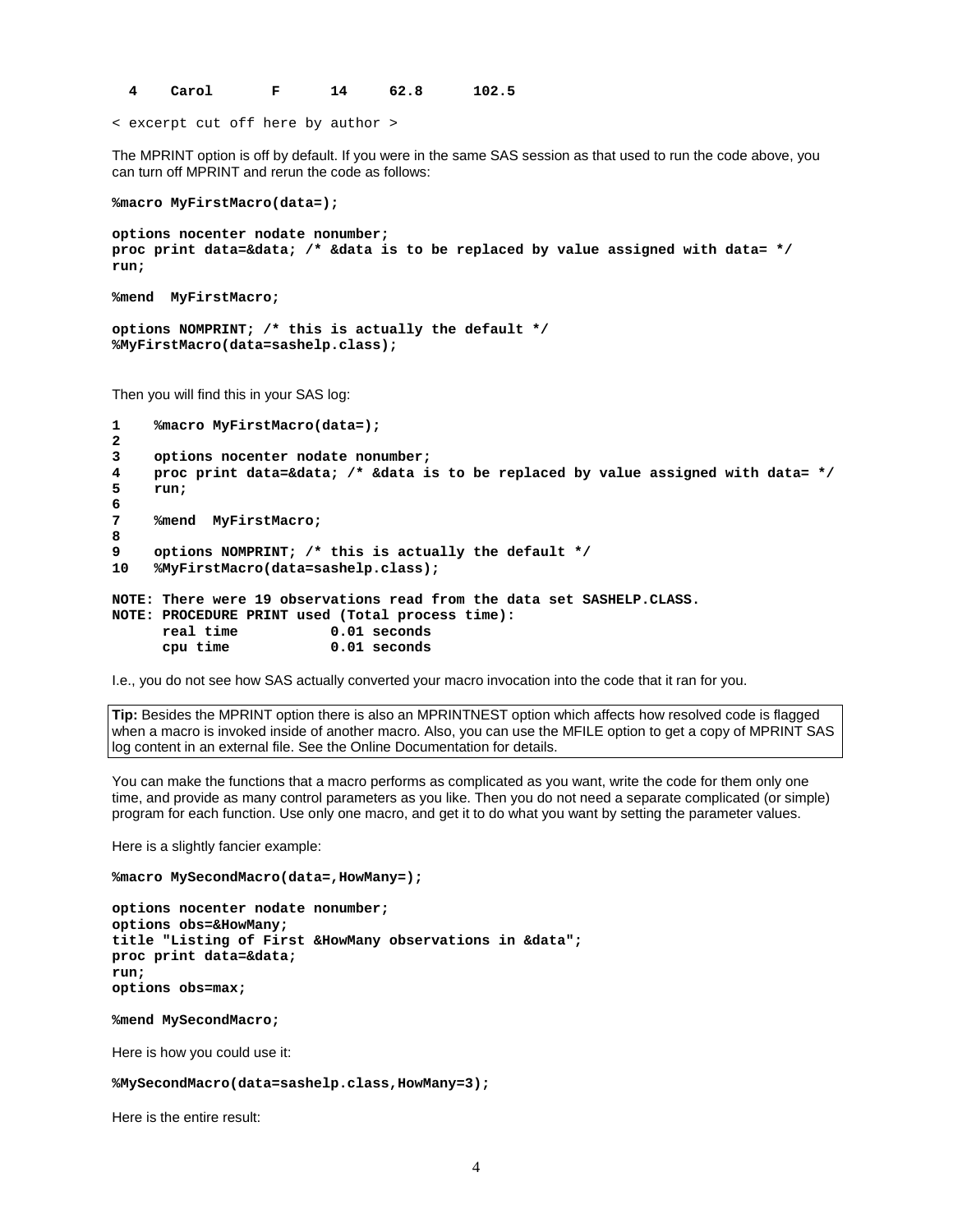```
  4    Carol       F      14     62.8      102.5
```

< excerpt cut off here by author >

The MPRINT option is off by default. If you were in the same SAS session as that used to run the code above, you can turn off MPRINT and rerun the code as follows:

```
%macro MyFirstMacro(data=);

options nocenter nodate nonumber;
proc print data=&data; /* &data is to be replaced by value assigned with data= */
run;

%mend  MyFirstMacro;

options NOMPRINT; /* this is actually the default */
%MyFirstMacro(data=sashelp.class);
```

Then you will find this in your SAS log:

```
1     %macro MyFirstMacro(data=);
2
3     options nocenter nodate nonumber;
4     proc print data=&data; /* &data is to be replaced by value assigned with data= */
5     run;
6
7     %mend  MyFirstMacro;
8
9     options NOMPRINT; /* this is actually the default */
10    %MyFirstMacro(data=sashelp.class);

NOTE: There were 19 observations read from the data set SASHELP.CLASS.
NOTE: PROCEDURE PRINT used (Total process time):
      real time           0.01 seconds
      cpu time            0.01 seconds
```

I.e., you do not see how SAS actually converted your macro invocation into the code that it ran for you.

**Tip:** Besides the MPRINT option there is also an MPRINTNEST option which affects how resolved code is flagged when a macro is invoked inside of another macro. Also, you can use the MFILE option to get a copy of MPRINT SAS log content in an external file. See the Online Documentation for details.

You can make the functions that a macro performs as complicated as you want, write the code for them only one time, and provide as many control parameters as you like. Then you do not need a separate complicated (or simple) program for each function. Use only one macro, and get it to do what you want by setting the parameter values.

Here is a slightly fancier example:

```
%macro MySecondMacro(data=,HowMany=);

options nocenter nodate nonumber;
options obs=&HowMany;
title "Listing of First &HowMany observations in &data";
proc print data=&data;
run;
options obs=max;

%mend MySecondMacro;
```

Here is how you could use it:

```
%MySecondMacro(data=sashelp.class,HowMany=3);
```

Here is the entire result: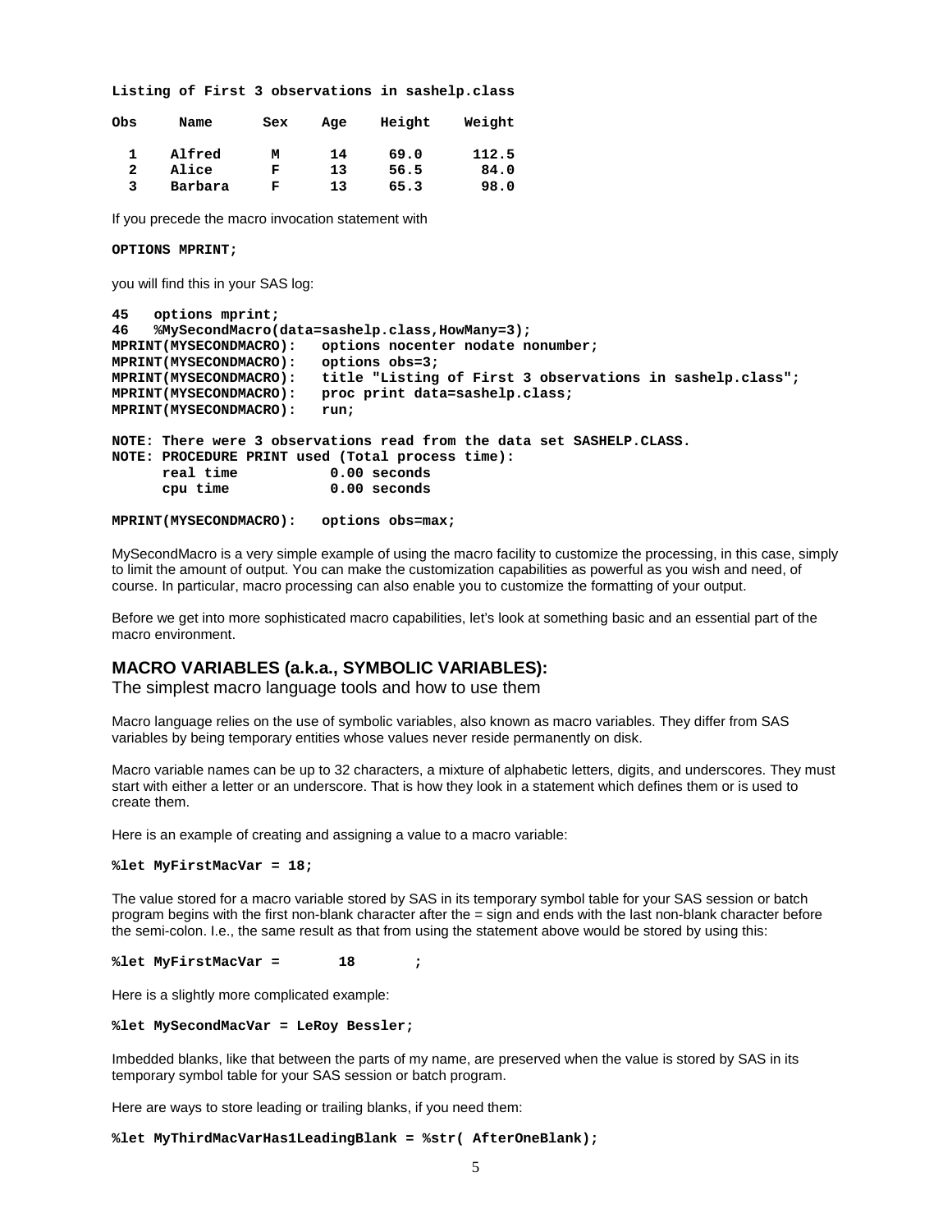```
Listing of First 3 observations in sashelp.class

Obs     Name      Sex    Age    Height    Weight

  1     Alfred     M      14     69.0      112.5
  2     Alice      F      13     56.5       84.0
  3     Barbara    F      13     65.3       98.0
```

If you precede the macro invocation statement with

```
OPTIONS MPRINT;
```

you will find this in your SAS log:

```
45   options mprint;
46   %MySecondMacro(data=sashelp.class,HowMany=3);
MPRINT(MYSECONDMACRO):   options nocenter nodate nonumber;
MPRINT(MYSECONDMACRO):   options obs=3;
MPRINT(MYSECONDMACRO):   title "Listing of First 3 observations in sashelp.class";
MPRINT(MYSECONDMACRO):   proc print data=sashelp.class;
MPRINT(MYSECONDMACRO):   run;

NOTE: There were 3 observations read from the data set SASHELP.CLASS.
NOTE: PROCEDURE PRINT used (Total process time):
      real time           0.00 seconds
      cpu time            0.00 seconds

MPRINT(MYSECONDMACRO):   options obs=max;
```

MySecondMacro is a very simple example of using the macro facility to customize the processing, in this case, simply to limit the amount of output. You can make the customization capabilities as powerful as you wish and need, of course. In particular, macro processing can also enable you to customize the formatting of your output.

Before we get into more sophisticated macro capabilities, let's look at something basic and an essential part of the macro environment.

## MACRO VARIABLES (a.k.a., SYMBOLIC VARIABLES):

The simplest macro language tools and how to use them

Macro language relies on the use of symbolic variables, also known as macro variables. They differ from SAS variables by being temporary entities whose values never reside permanently on disk.

Macro variable names can be up to 32 characters, a mixture of alphabetic letters, digits, and underscores. They must start with either a letter or an underscore. That is how they look in a statement which defines them or is used to create them.

Here is an example of creating and assigning a value to a macro variable:

```
%let MyFirstMacVar = 18;
```

The value stored for a macro variable stored by SAS in its temporary symbol table for your SAS session or batch program begins with the first non-blank character after the = sign and ends with the last non-blank character before the semi-colon. I.e., the same result as that from using the statement above would be stored by using this:

```
%let MyFirstMacVar =       18       ;
```

Here is a slightly more complicated example:

```
%let MySecondMacVar = LeRoy Bessler;
```

Imbedded blanks, like that between the parts of my name, are preserved when the value is stored by SAS in its temporary symbol table for your SAS session or batch program.

Here are ways to store leading or trailing blanks, if you need them:

```
%let MyThirdMacVarHas1LeadingBlank = %str( AfterOneBlank);
```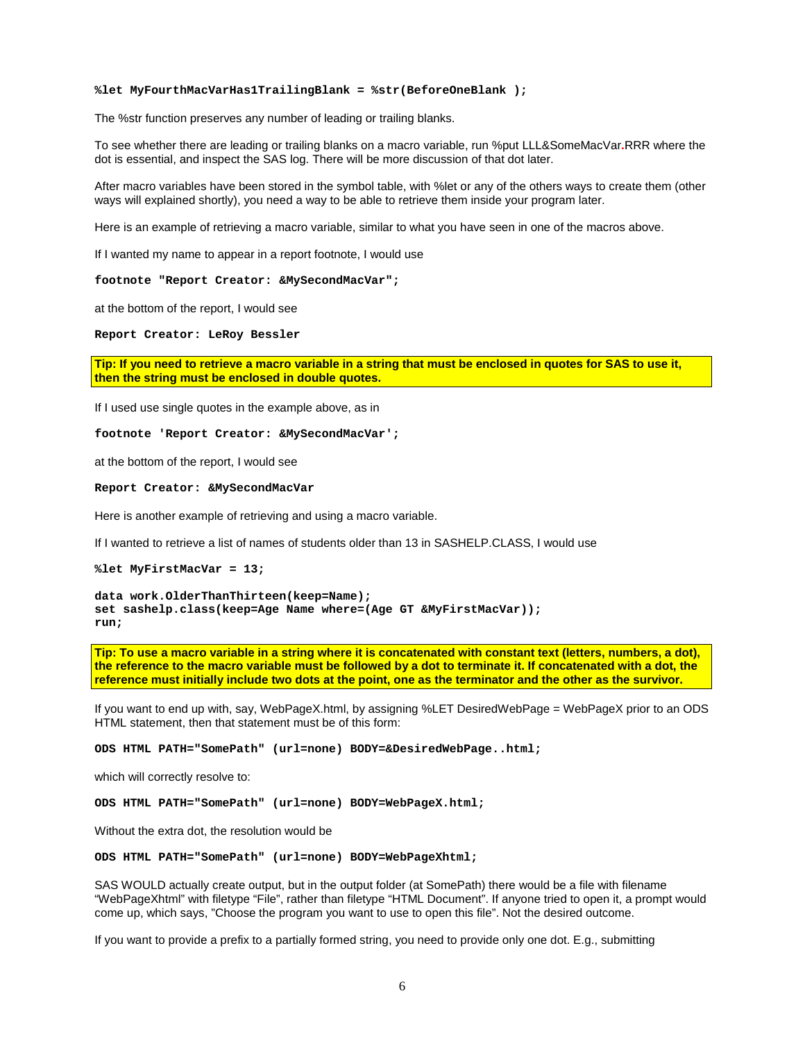```
%let MyFourthMacVarHas1TrailingBlank = %str(BeforeOneBlank );
```

The %str function preserves any number of leading or trailing blanks.

To see whether there are leading or trailing blanks on a macro variable, run %put LLL&SomeMacVar.RRR where the dot is essential, and inspect the SAS log. There will be more discussion of that dot later.

After macro variables have been stored in the symbol table, with %let or any of the others ways to create them (other ways will explained shortly), you need a way to be able to retrieve them inside your program later.

Here is an example of retrieving a macro variable, similar to what you have seen in one of the macros above.

If I wanted my name to appear in a report footnote, I would use

```
footnote "Report Creator: &MySecondMacVar";
```

at the bottom of the report, I would see

```
Report Creator: LeRoy Bessler
```

**Tip: If you need to retrieve a macro variable in a string that must be enclosed in quotes for SAS to use it, then the string must be enclosed in double quotes.**

If I used use single quotes in the example above, as in

```
footnote 'Report Creator: &MySecondMacVar';
```

at the bottom of the report, I would see

```
Report Creator: &MySecondMacVar
```

Here is another example of retrieving and using a macro variable.

If I wanted to retrieve a list of names of students older than 13 in SASHELP.CLASS, I would use

```
%let MyFirstMacVar = 13;

data work.OlderThanThirteen(keep=Name);
set sashelp.class(keep=Age Name where=(Age GT &MyFirstMacVar));
run;
```

**Tip: To use a macro variable in a string where it is concatenated with constant text (letters, numbers, a dot), the reference to the macro variable must be followed by a dot to terminate it. If concatenated with a dot, the reference must initially include two dots at the point, one as the terminator and the other as the survivor.**

If you want to end up with, say, WebPageX.html, by assigning %LET DesiredWebPage = WebPageX prior to an ODS HTML statement, then that statement must be of this form:

```
ODS HTML PATH="SomePath" (url=none) BODY=&DesiredWebPage..html;
```

which will correctly resolve to:

```
ODS HTML PATH="SomePath" (url=none) BODY=WebPageX.html;
```

Without the extra dot, the resolution would be

```
ODS HTML PATH="SomePath" (url=none) BODY=WebPageXhtml;
```

SAS WOULD actually create output, but in the output folder (at SomePath) there would be a file with filename "WebPageXhtml" with filetype "File", rather than filetype "HTML Document". If anyone tried to open it, a prompt would come up, which says, "Choose the program you want to use to open this file". Not the desired outcome.

If you want to provide a prefix to a partially formed string, you need to provide only one dot. E.g., submitting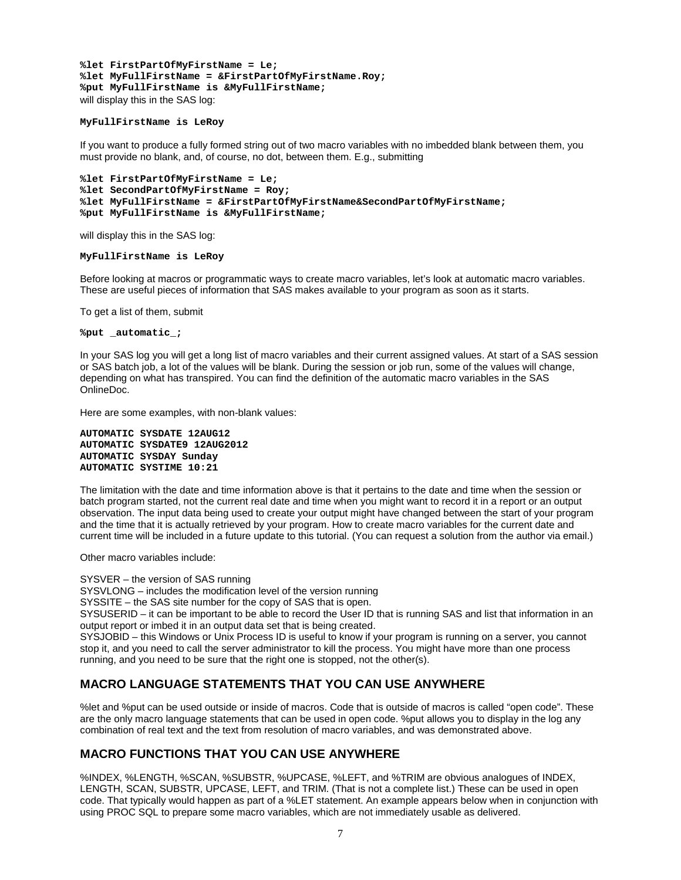```
%let FirstPartOfMyFirstName = Le;
%let MyFullFirstName = &FirstPartOfMyFirstName.Roy;
%put MyFullFirstName is &MyFullFirstName;
```

will display this in the SAS log:

```
MyFullFirstName is LeRoy
```

If you want to produce a fully formed string out of two macro variables with no imbedded blank between them, you must provide no blank, and, of course, no dot, between them. E.g., submitting

```
%let FirstPartOfMyFirstName = Le;
%let SecondPartOfMyFirstName = Roy;
%let MyFullFirstName = &FirstPartOfMyFirstName&SecondPartOfMyFirstName;
%put MyFullFirstName is &MyFullFirstName;
```

will display this in the SAS log:

```
MyFullFirstName is LeRoy
```

Before looking at macros or programmatic ways to create macro variables, let's look at automatic macro variables. These are useful pieces of information that SAS makes available to your program as soon as it starts.

To get a list of them, submit

```
%put _automatic_;
```

In your SAS log you will get a long list of macro variables and their current assigned values. At start of a SAS session or SAS batch job, a lot of the values will be blank. During the session or job run, some of the values will change, depending on what has transpired. You can find the definition of the automatic macro variables in the SAS OnlineDoc.

Here are some examples, with non-blank values:

```
AUTOMATIC SYSDATE 12AUG12
AUTOMATIC SYSDATE9 12AUG2012
AUTOMATIC SYSDAY Sunday
AUTOMATIC SYSTIME 10:21
```

The limitation with the date and time information above is that it pertains to the date and time when the session or batch program started, not the current real date and time when you might want to record it in a report or an output observation. The input data being used to create your output might have changed between the start of your program and the time that it is actually retrieved by your program. How to create macro variables for the current date and current time will be included in a future update to this tutorial. (You can request a solution from the author via email.)

Other macro variables include:

SYSVER – the version of SAS running
SYSVLONG – includes the modification level of the version running
SYSSITE – the SAS site number for the copy of SAS that is open.
SYSUSERID – it can be important to be able to record the User ID that is running SAS and list that information in an output report or imbed it in an output data set that is being created.
SYSJOBID – this Windows or Unix Process ID is useful to know if your program is running on a server, you cannot stop it, and you need to call the server administrator to kill the process. You might have more than one process running, and you need to be sure that the right one is stopped, not the other(s).

## MACRO LANGUAGE STATEMENTS THAT YOU CAN USE ANYWHERE

%let and %put can be used outside or inside of macros. Code that is outside of macros is called "open code". These are the only macro language statements that can be used in open code. %put allows you to display in the log any combination of real text and the text from resolution of macro variables, and was demonstrated above.

## MACRO FUNCTIONS THAT YOU CAN USE ANYWHERE

%INDEX, %LENGTH, %SCAN, %SUBSTR, %UPCASE, %LEFT, and %TRIM are obvious analogues of INDEX, LENGTH, SCAN, SUBSTR, UPCASE, LEFT, and TRIM. (That is not a complete list.) These can be used in open code. That typically would happen as part of a %LET statement. An example appears below when in conjunction with using PROC SQL to prepare some macro variables, which are not immediately usable as delivered.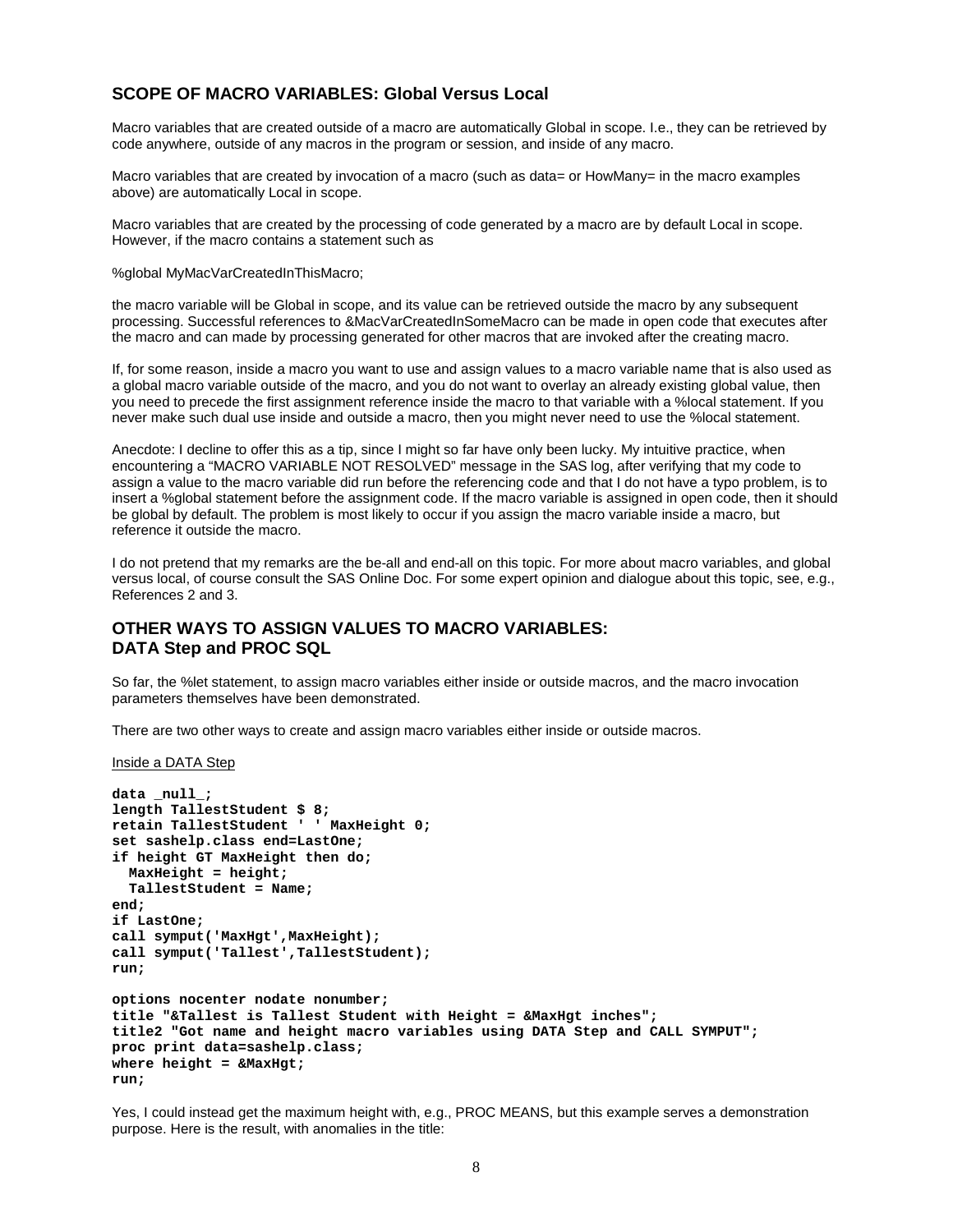## SCOPE OF MACRO VARIABLES: Global Versus Local

Macro variables that are created outside of a macro are automatically Global in scope. I.e., they can be retrieved by code anywhere, outside of any macros in the program or session, and inside of any macro.

Macro variables that are created by invocation of a macro (such as data= or HowMany= in the macro examples above) are automatically Local in scope.

Macro variables that are created by the processing of code generated by a macro are by default Local in scope. However, if the macro contains a statement such as

%global MyMacVarCreatedInThisMacro;

the macro variable will be Global in scope, and its value can be retrieved outside the macro by any subsequent processing. Successful references to &MacVarCreatedInSomeMacro can be made in open code that executes after the macro and can made by processing generated for other macros that are invoked after the creating macro.

If, for some reason, inside a macro you want to use and assign values to a macro variable name that is also used as a global macro variable outside of the macro, and you do not want to overlay an already existing global value, then you need to precede the first assignment reference inside the macro to that variable with a %local statement. If you never make such dual use inside and outside a macro, then you might never need to use the %local statement.

Anecdote: I decline to offer this as a tip, since I might so far have only been lucky. My intuitive practice, when encountering a “MACRO VARIABLE NOT RESOLVED” message in the SAS log, after verifying that my code to assign a value to the macro variable did run before the referencing code and that I do not have a typo problem, is to insert a %global statement before the assignment code. If the macro variable is assigned in open code, then it should be global by default. The problem is most likely to occur if you assign the macro variable inside a macro, but reference it outside the macro.

I do not pretend that my remarks are the be-all and end-all on this topic. For more about macro variables, and global versus local, of course consult the SAS Online Doc. For some expert opinion and dialogue about this topic, see, e.g., References 2 and 3.

## OTHER WAYS TO ASSIGN VALUES TO MACRO VARIABLES: DATA Step and PROC SQL

So far, the %let statement, to assign macro variables either inside or outside macros, and the macro invocation parameters themselves have been demonstrated.

There are two other ways to create and assign macro variables either inside or outside macros.

Inside a DATA Step

```
data _null_;
length TallestStudent $ 8;
retain TallestStudent ' ' MaxHeight 0;
set sashelp.class end=LastOne;
if height GT MaxHeight then do;
  MaxHeight = height;
  TallestStudent = Name;
end;
if LastOne;
call symput('MaxHgt',MaxHeight);
call symput('Tallest',TallestStudent);
run;

options nocenter nodate nonumber;
title "&Tallest is Tallest Student with Height = &MaxHgt inches";
title2 "Got name and height macro variables using DATA Step and CALL SYMPUT";
proc print data=sashelp.class;
where height = &MaxHgt;
run;
```

Yes, I could instead get the maximum height with, e.g., PROC MEANS, but this example serves a demonstration purpose. Here is the result, with anomalies in the title: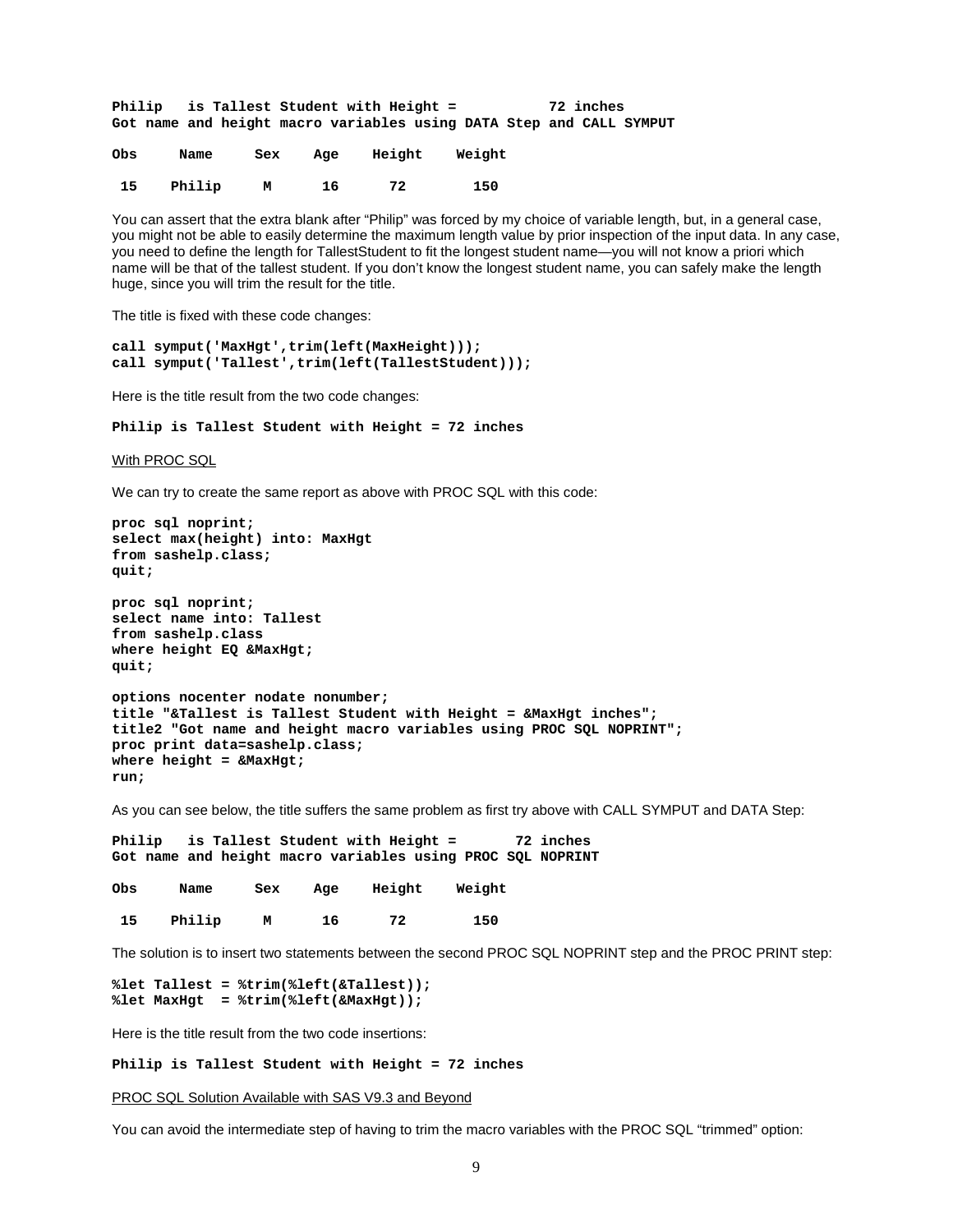```
Philip   is Tallest Student with Height =           72 inches
Got name and height macro variables using DATA Step and CALL SYMPUT

Obs     Name     Sex    Age    Height    Weight

 15    Philip     M      16      72        150
```

You can assert that the extra blank after “Philip” was forced by my choice of variable length, but, in a general case, you might not be able to easily determine the maximum length value by prior inspection of the input data. In any case, you need to define the length for TallestStudent to fit the longest student name—you will not know a priori which name will be that of the tallest student. If you don’t know the longest student name, you can safely make the length huge, since you will trim the result for the title.

The title is fixed with these code changes:

```
call symput('MaxHgt',trim(left(MaxHeight)));
call symput('Tallest',trim(left(TallestStudent)));
```

Here is the title result from the two code changes:

```
Philip is Tallest Student with Height = 72 inches
```

With PROC SQL

We can try to create the same report as above with PROC SQL with this code:

```
proc sql noprint;
select max(height) into: MaxHgt
from sashelp.class;
quit;

proc sql noprint;
select name into: Tallest
from sashelp.class
where height EQ &MaxHgt;
quit;

options nocenter nodate nonumber;
title "&Tallest is Tallest Student with Height = &MaxHgt inches";
title2 "Got name and height macro variables using PROC SQL NOPRINT";
proc print data=sashelp.class;
where height = &MaxHgt;
run;
```

As you can see below, the title suffers the same problem as first try above with CALL SYMPUT and DATA Step:

```
Philip   is Tallest Student with Height =       72 inches
Got name and height macro variables using PROC SQL NOPRINT

Obs     Name     Sex    Age    Height    Weight

 15    Philip     M      16      72        150
```

The solution is to insert two statements between the second PROC SQL NOPRINT step and the PROC PRINT step:

```
%let Tallest = %trim(%left(&Tallest));
%let MaxHgt  = %trim(%left(&MaxHgt));
```

Here is the title result from the two code insertions:

```
Philip is Tallest Student with Height = 72 inches
```

PROC SQL Solution Available with SAS V9.3 and Beyond

You can avoid the intermediate step of having to trim the macro variables with the PROC SQL “trimmed” option: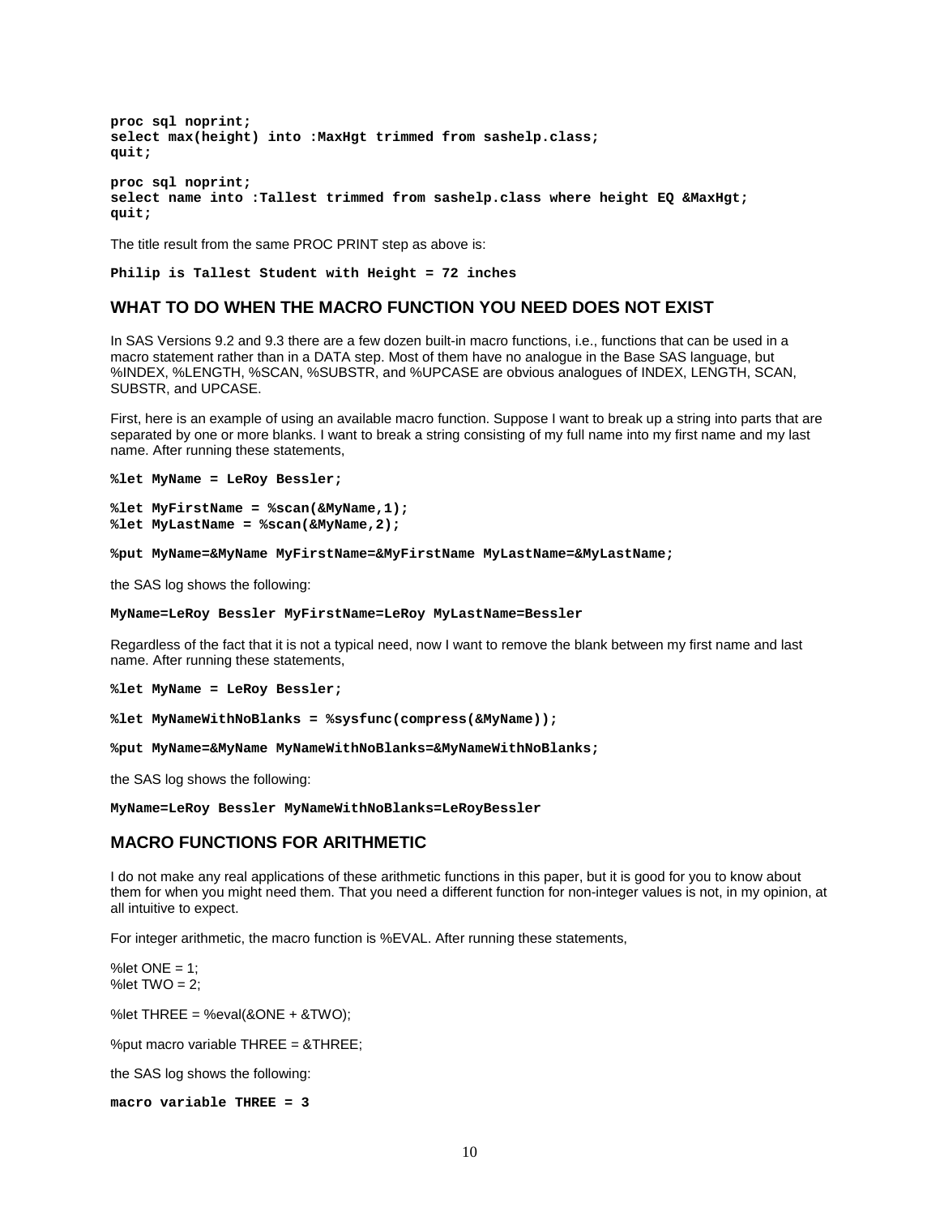```
proc sql noprint;
select max(height) into :MaxHgt trimmed from sashelp.class;
quit;

proc sql noprint;
select name into :Tallest trimmed from sashelp.class where height EQ &MaxHgt;
quit;
```

The title result from the same PROC PRINT step as above is:

```
Philip is Tallest Student with Height = 72 inches
```

## WHAT TO DO WHEN THE MACRO FUNCTION YOU NEED DOES NOT EXIST

In SAS Versions 9.2 and 9.3 there are a few dozen built-in macro functions, i.e., functions that can be used in a macro statement rather than in a DATA step. Most of them have no analogue in the Base SAS language, but %INDEX, %LENGTH, %SCAN, %SUBSTR, and %UPCASE are obvious analogues of INDEX, LENGTH, SCAN, SUBSTR, and UPCASE.

First, here is an example of using an available macro function. Suppose I want to break up a string into parts that are separated by one or more blanks. I want to break a string consisting of my full name into my first name and my last name. After running these statements,

```
%let MyName = LeRoy Bessler;

%let MyFirstName = %scan(&MyName,1);
%let MyLastName = %scan(&MyName,2);

%put MyName=&MyName MyFirstName=&MyFirstName MyLastName=&MyLastName;
```

the SAS log shows the following:

```
MyName=LeRoy Bessler MyFirstName=LeRoy MyLastName=Bessler
```

Regardless of the fact that it is not a typical need, now I want to remove the blank between my first name and last name. After running these statements,

```
%let MyName = LeRoy Bessler;

%let MyNameWithNoBlanks = %sysfunc(compress(&MyName));

%put MyName=&MyName MyNameWithNoBlanks=&MyNameWithNoBlanks;
```

the SAS log shows the following:

```
MyName=LeRoy Bessler MyNameWithNoBlanks=LeRoyBessler
```

## MACRO FUNCTIONS FOR ARITHMETIC

I do not make any real applications of these arithmetic functions in this paper, but it is good for you to know about them for when you might need them. That you need a different function for non-integer values is not, in my opinion, at all intuitive to expect.

For integer arithmetic, the macro function is %EVAL. After running these statements,

```
%let ONE = 1;
%let TWO = 2;

%let THREE = %eval(&ONE + &TWO);

%put macro variable THREE = &THREE;
```

the SAS log shows the following:

```
macro variable THREE = 3
```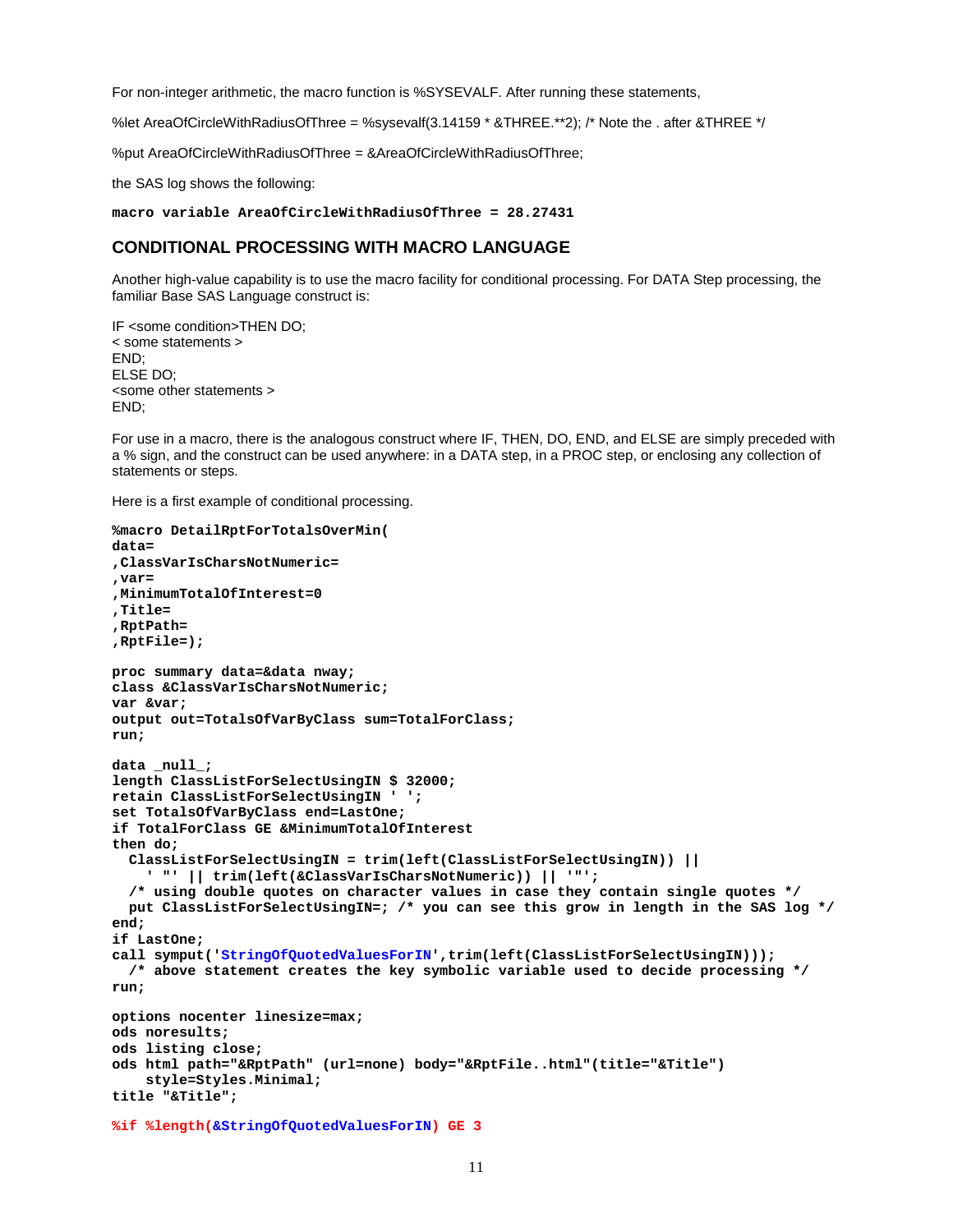For non-integer arithmetic, the macro function is %SYSEVALF. After running these statements,

%let AreaOfCircleWithRadiusOfThree = %sysevalf(3.14159 * &THREE.**2); /* Note the . after &THREE */

%put AreaOfCircleWithRadiusOfThree = &AreaOfCircleWithRadiusOfThree;

the SAS log shows the following:

```
macro variable AreaOfCircleWithRadiusOfThree = 28.27431
```

## CONDITIONAL PROCESSING WITH MACRO LANGUAGE

Another high-value capability is to use the macro facility for conditional processing. For DATA Step processing, the familiar Base SAS Language construct is:

```
IF <some condition>THEN DO;
< some statements >
END;
ELSE DO;
<some other statements >
END;
```

For use in a macro, there is the analogous construct where IF, THEN, DO, END, and ELSE are simply preceded with a % sign, and the construct can be used anywhere: in a DATA step, in a PROC step, or enclosing any collection of statements or steps.

Here is a first example of conditional processing.

```
%macro DetailRptForTotalsOverMin(
data=
,ClassVarIsCharsNotNumeric=
,var=
,MinimumTotalOfInterest=0
,Title=
,RptPath=
,RptFile=);

proc summary data=&data nway;
class &ClassVarIsCharsNotNumeric;
var &var;
output out=TotalsOfVarByClass sum=TotalForClass;
run;

data _null_;
length ClassListForSelectUsingIN $ 32000;
retain ClassListForSelectUsingIN ' ';
set TotalsOfVarByClass end=LastOne;
if TotalForClass GE &MinimumTotalOfInterest
then do;
  ClassListForSelectUsingIN = trim(left(ClassListForSelectUsingIN)) ||
    ' "' || trim(left(&ClassVarIsCharsNotNumeric)) || '"';
  /* using double quotes on character values in case they contain single quotes */
  put ClassListForSelectUsingIN=; /* you can see this grow in length in the SAS log */
end;
if LastOne;
call symput('StringOfQuotedValuesForIN',trim(left(ClassListForSelectUsingIN)));
  /* above statement creates the key symbolic variable used to decide processing */
run;

options nocenter linesize=max;
ods noresults;
ods listing close;
ods html path="&RptPath" (url=none) body="&RptFile..html"(title="&Title")
    style=Styles.Minimal;
title "&Title";

%if %length(&StringOfQuotedValuesForIN) GE 3
```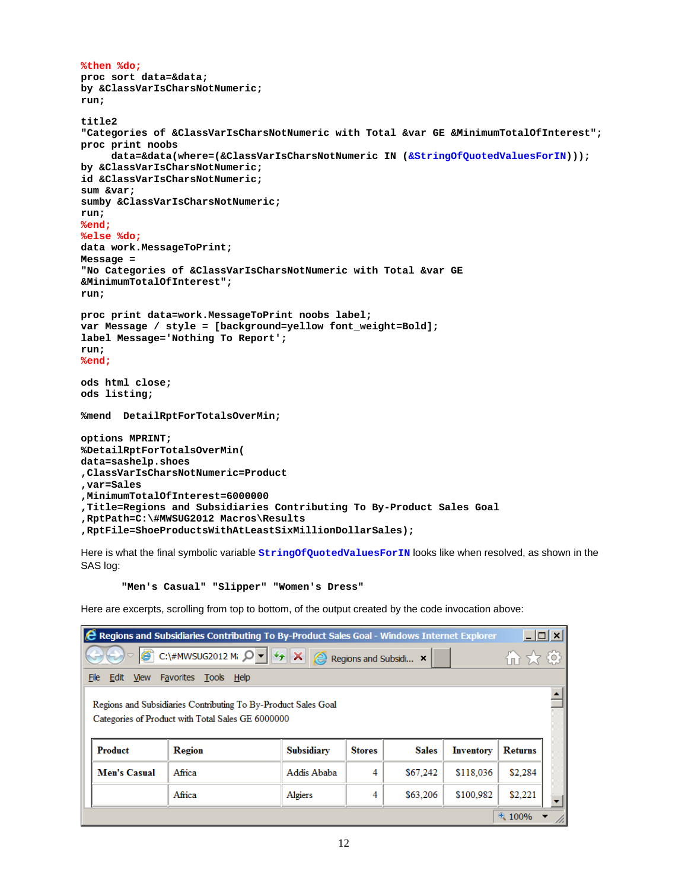```
%then %do;
proc sort data=&data;
by &ClassVarIsCharsNotNumeric;
run;

title2
"Categories of &ClassVarIsCharsNotNumeric with Total &var GE &MinimumTotalOfInterest";
proc print noobs
     data=&data(where=(&ClassVarIsCharsNotNumeric IN (&StringOfQuotedValuesForIN)));
by &ClassVarIsCharsNotNumeric;
id &ClassVarIsCharsNotNumeric;
sum &var;
sumby &ClassVarIsCharsNotNumeric;
run;
%end;
%else %do;
data work.MessageToPrint;
Message =
"No Categories of &ClassVarIsCharsNotNumeric with Total &var GE
&MinimumTotalOfInterest";
run;

proc print data=work.MessageToPrint noobs label;
var Message / style = [background=yellow font_weight=Bold];
label Message='Nothing To Report';
run;
%end;

ods html close;
ods listing;

%mend  DetailRptForTotalsOverMin;

options MPRINT;
%DetailRptForTotalsOverMin(
data=sashelp.shoes
,ClassVarIsCharsNotNumeric=Product
,var=Sales
,MinimumTotalOfInterest=6000000
,Title=Regions and Subsidiaries Contributing To By-Product Sales Goal
,RptPath=C:\#MWSUG2012 Macros\Results
,RptFile=ShoeProductsWithAtLeastSixMillionDollarSales);
```

Here is what the final symbolic variable **StringOfQuotedValuesForIN** looks like when resolved, as shown in the SAS log:

```
"Men's Casual" "Slipper" "Women's Dress"
```

Here are excerpts, scrolling from top to bottom, of the output created by the code invocation above:

Regions and Subsidiaries Contributing To By-Product Sales Goal - Windows Internet Explorer

Regions and Subsidiaries Contributing To By-Product Sales Goal

Categories of Product with Total Sales GE 6000000

| Product | Region | Subsidiary | Stores | Sales | Inventory | Returns |
|---|---|---|---|---|---|---|
| Men's Casual | Africa | Addis Ababa | 4 | $67,242 | $118,036 | $2,284 |
| | Africa | Algiers | 4 | $63,206 | $100,982 | $2,221 |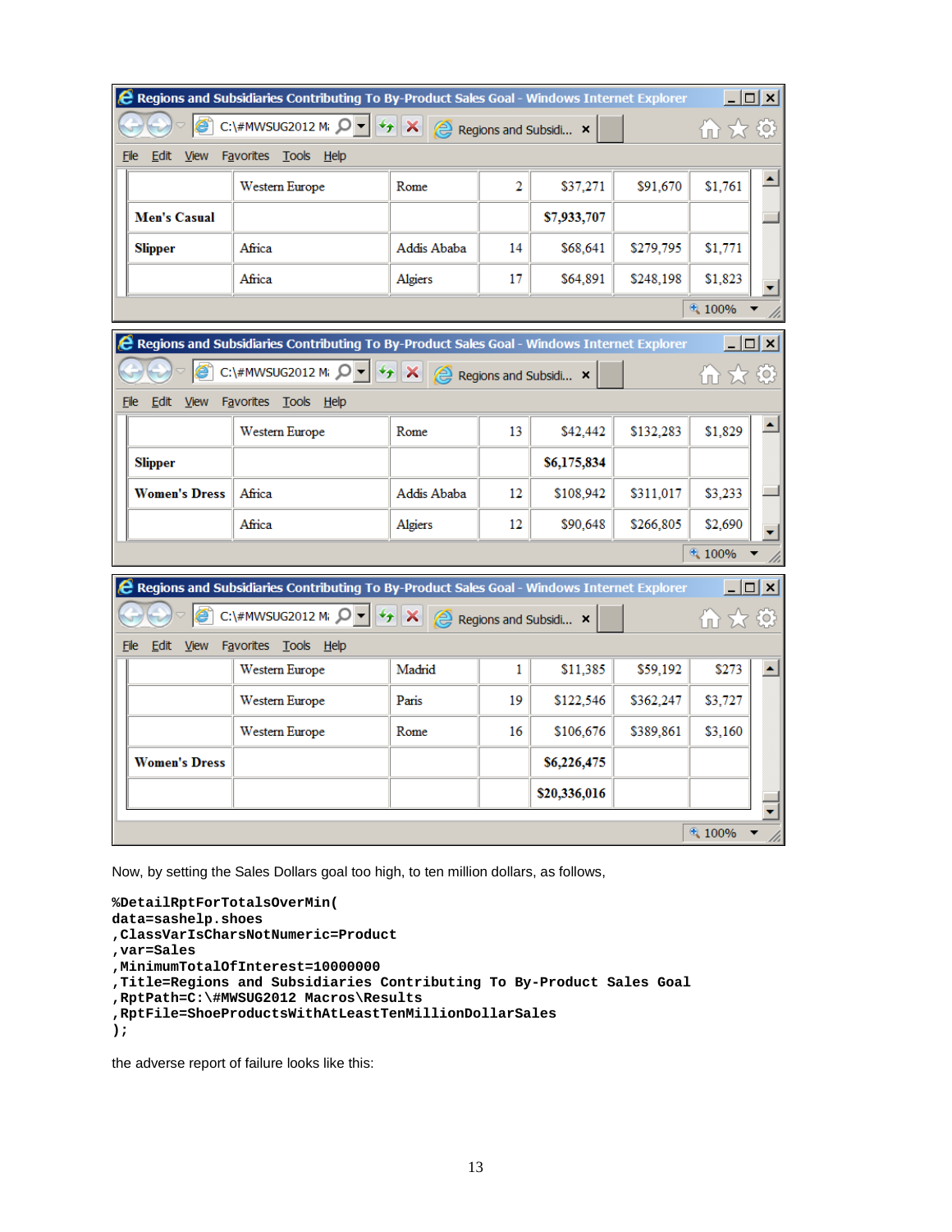| | | | | | | |
|---|---|---|---|---|---|---|
| | Western Europe | Rome | 2 | $37,271 | $91,670 | $1,761 |
| **Men's Casual** | | | | **$7,933,707** | | |
| **Slipper** | Africa | Addis Ababa | 14 | $68,641 | $279,795 | $1,771 |
| | Africa | Algiers | 17 | $64,891 | $248,198 | $1,823 |

| | | | | | | |
|---|---|---|---|---|---|---|
| | Western Europe | Rome | 13 | $42,442 | $132,283 | $1,829 |
| **Slipper** | | | | **$6,175,834** | | |
| **Women's Dress** | Africa | Addis Ababa | 12 | $108,942 | $311,017 | $3,233 |
| | Africa | Algiers | 12 | $90,648 | $266,805 | $2,690 |

| | | | | | | |
|---|---|---|---|---|---|---|
| | Western Europe | Madrid | 1 | $11,385 | $59,192 | $273 |
| | Western Europe | Paris | 19 | $122,546 | $362,247 | $3,727 |
| | Western Europe | Rome | 16 | $106,676 | $389,861 | $3,160 |
| **Women's Dress** | | | | **$6,226,475** | | |
| | | | | **$20,336,016** | | |

Now, by setting the Sales Dollars goal too high, to ten million dollars, as follows,

```
%DetailRptForTotalsOverMin(
data=sashelp.shoes
,ClassVarIsCharsNotNumeric=Product
,var=Sales
,MinimumTotalOfInterest=10000000
,Title=Regions and Subsidiaries Contributing To By-Product Sales Goal
,RptPath=C:\#MWSUG2012 Macros\Results
,RptFile=ShoeProductsWithAtLeastTenMillionDollarSales
);
```

the adverse report of failure looks like this: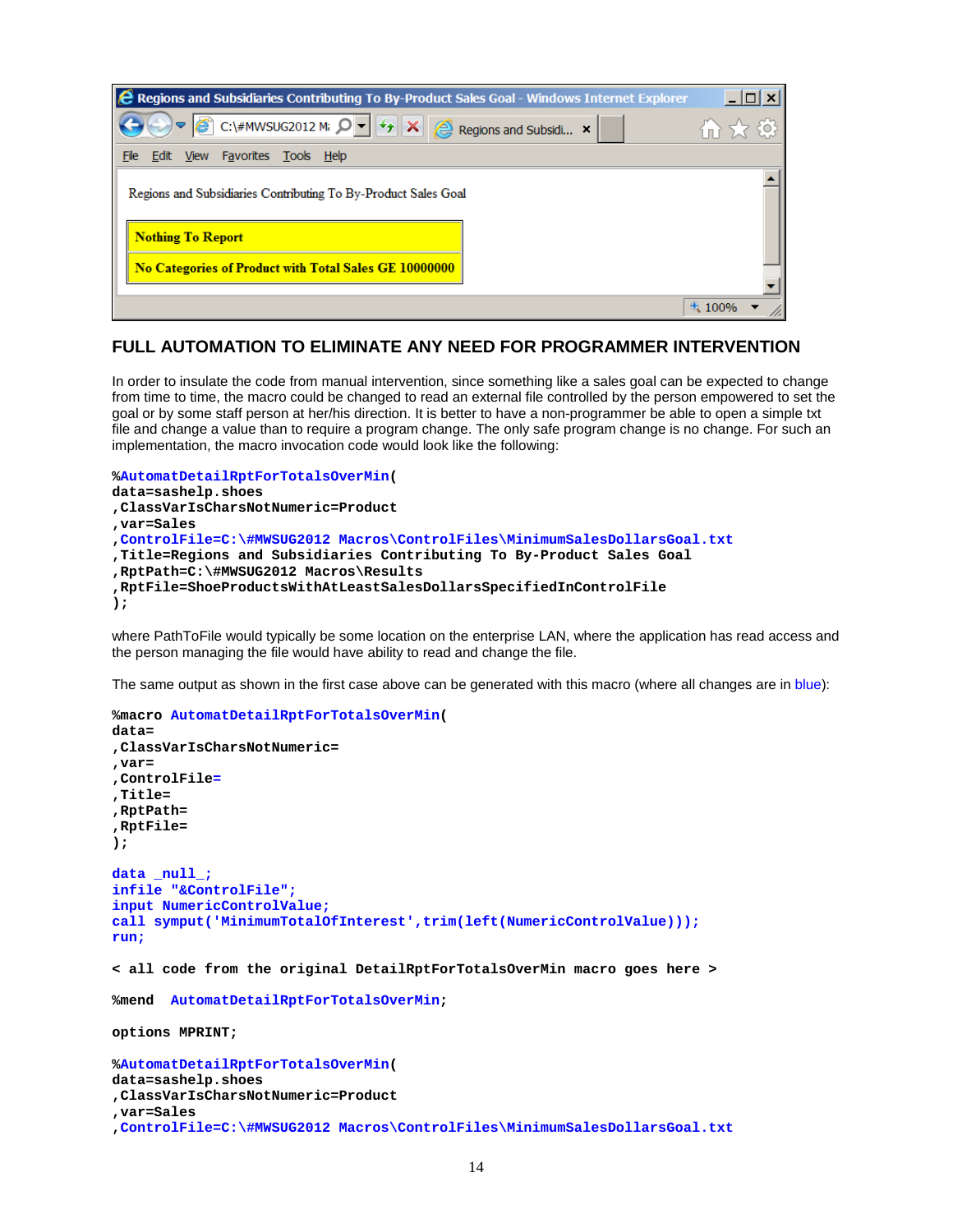Regions and Subsidiaries Contributing To By-Product Sales Goal

| Nothing To Report |
| --- |
| No Categories of Product with Total Sales GE 10000000 |

## FULL AUTOMATION TO ELIMINATE ANY NEED FOR PROGRAMMER INTERVENTION

In order to insulate the code from manual intervention, since something like a sales goal can be expected to change from time to time, the macro could be changed to read an external file controlled by the person empowered to set the goal or by some staff person at her/his direction. It is better to have a non-programmer be able to open a simple txt file and change a value than to require a program change. The only safe program change is no change. For such an implementation, the macro invocation code would look like the following:

```
%AutomatDetailRptForTotalsOverMin(
data=sashelp.shoes
,ClassVarIsCharsNotNumeric=Product
,var=Sales
,ControlFile=C:\#MWSUG2012 Macros\ControlFiles\MinimumSalesDollarsGoal.txt
,Title=Regions and Subsidiaries Contributing To By-Product Sales Goal
,RptPath=C:\#MWSUG2012 Macros\Results
,RptFile=ShoeProductsWithAtLeastSalesDollarsSpecifiedInControlFile
);
```

where PathToFile would typically be some location on the enterprise LAN, where the application has read access and the person managing the file would have ability to read and change the file.

The same output as shown in the first case above can be generated with this macro (where all changes are in blue):

```
%macro AutomatDetailRptForTotalsOverMin(
data=
,ClassVarIsCharsNotNumeric=
,var=
,ControlFile=
,Title=
,RptPath=
,RptFile=
);

data _null_;
infile "&ControlFile";
input NumericControlValue;
call symput('MinimumTotalOfInterest',trim(left(NumericControlValue)));
run;

< all code from the original DetailRptForTotalsOverMin macro goes here >

%mend  AutomatDetailRptForTotalsOverMin;

options MPRINT;

%AutomatDetailRptForTotalsOverMin(
data=sashelp.shoes
,ClassVarIsCharsNotNumeric=Product
,var=Sales
,ControlFile=C:\#MWSUG2012 Macros\ControlFiles\MinimumSalesDollarsGoal.txt
```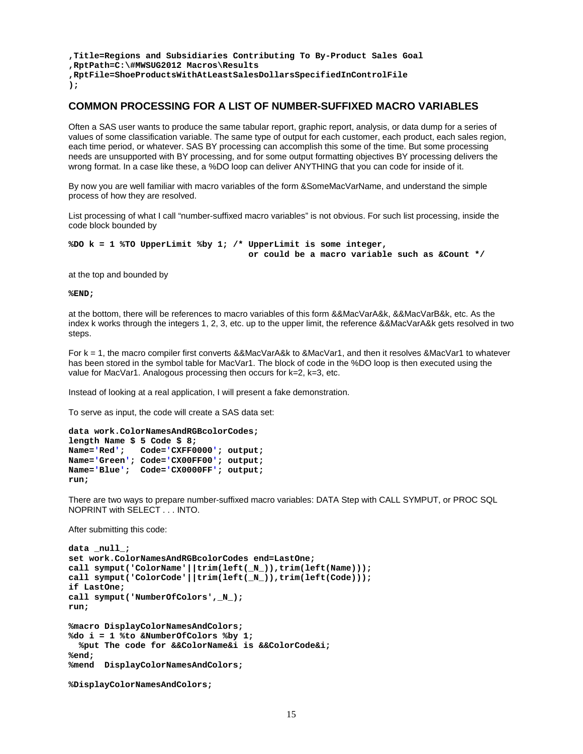```
,Title=Regions and Subsidiaries Contributing To By-Product Sales Goal
,RptPath=C:\#MWSUG2012 Macros\Results
,RptFile=ShoeProductsWithAtLeastSalesDollarsSpecifiedInControlFile
);
```

## COMMON PROCESSING FOR A LIST OF NUMBER-SUFFIXED MACRO VARIABLES

Often a SAS user wants to produce the same tabular report, graphic report, analysis, or data dump for a series of values of some classification variable. The same type of output for each customer, each product, each sales region, each time period, or whatever. SAS BY processing can accomplish this some of the time. But some processing needs are unsupported with BY processing, and for some output formatting objectives BY processing delivers the wrong format. In a case like these, a %DO loop can deliver ANYTHING that you can code for inside of it.

By now you are well familiar with macro variables of the form &SomeMacVarName, and understand the simple process of how they are resolved.

List processing of what I call "number-suffixed macro variables" is not obvious. For such list processing, inside the code block bounded by

```
%DO k = 1 %TO UpperLimit %by 1; /* UpperLimit is some integer,
                                   or could be a macro variable such as &Count */
```

at the top and bounded by

```
%END;
```

at the bottom, there will be references to macro variables of this form &&MacVarA&k, &&MacVarB&k, etc. As the index k works through the integers 1, 2, 3, etc. up to the upper limit, the reference &&MacVarA&k gets resolved in two steps.

For k = 1, the macro compiler first converts &&MacVarA&k to &MacVar1, and then it resolves &MacVar1 to whatever has been stored in the symbol table for MacVar1. The block of code in the %DO loop is then executed using the value for MacVar1. Analogous processing then occurs for k=2, k=3, etc.

Instead of looking at a real application, I will present a fake demonstration.

To serve as input, the code will create a SAS data set:

```
data work.ColorNamesAndRGBcolorCodes;
length Name $ 5 Code $ 8;
Name='Red';   Code='CXFF0000'; output;
Name='Green'; Code='CX00FF00'; output;
Name='Blue';  Code='CX0000FF'; output;
run;
```

There are two ways to prepare number-suffixed macro variables: DATA Step with CALL SYMPUT, or PROC SQL NOPRINT with SELECT . . . INTO.

After submitting this code:

```
data _null_;
set work.ColorNamesAndRGBcolorCodes end=LastOne;
call symput('ColorName'||trim(left(_N_)),trim(left(Name)));
call symput('ColorCode'||trim(left(_N_)),trim(left(Code)));
if LastOne;
call symput('NumberOfColors',_N_);
run;

%macro DisplayColorNamesAndColors;
%do i = 1 %to &NumberOfColors %by 1;
  %put The code for &&ColorName&i is &&ColorCode&i;
%end;
%mend  DisplayColorNamesAndColors;

%DisplayColorNamesAndColors;
```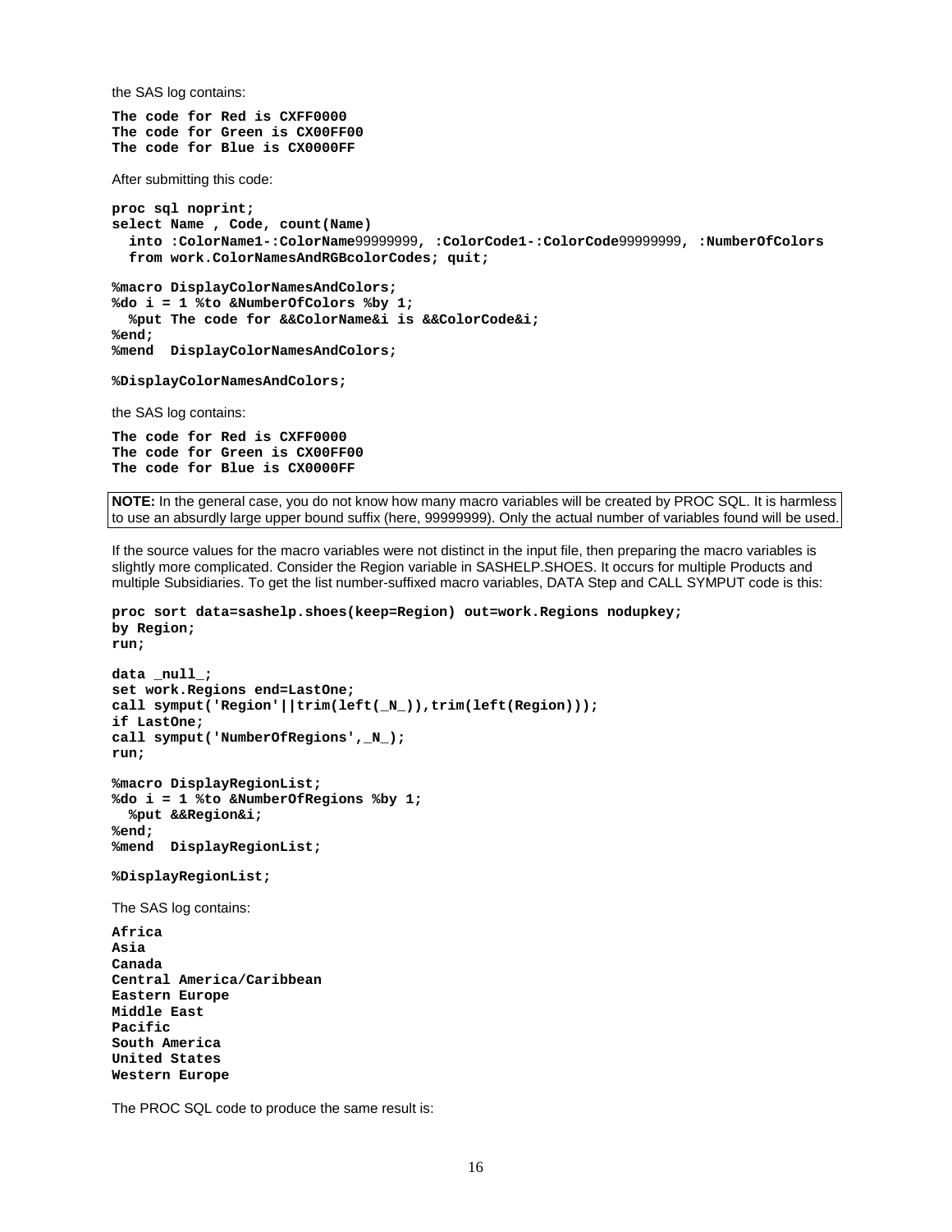the SAS log contains:

```
The code for Red is CXFF0000
The code for Green is CX00FF00
The code for Blue is CX0000FF
```

After submitting this code:

```
proc sql noprint;
select Name , Code, count(Name)
  into :ColorName1-:ColorName99999999, :ColorCode1-:ColorCode99999999, :NumberOfColors
  from work.ColorNamesAndRGBcolorCodes; quit;

%macro DisplayColorNamesAndColors;
%do i = 1 %to &NumberOfColors %by 1;
  %put The code for &&ColorName&i is &&ColorCode&i;
%end;
%mend  DisplayColorNamesAndColors;

%DisplayColorNamesAndColors;
```

the SAS log contains:

```
The code for Red is CXFF0000
The code for Green is CX00FF00
The code for Blue is CX0000FF
```

**NOTE:** In the general case, you do not know how many macro variables will be created by PROC SQL. It is harmless to use an absurdly large upper bound suffix (here, 99999999). Only the actual number of variables found will be used.

If the source values for the macro variables were not distinct in the input file, then preparing the macro variables is slightly more complicated. Consider the Region variable in SASHELP.SHOES. It occurs for multiple Products and multiple Subsidiaries. To get the list number-suffixed macro variables, DATA Step and CALL SYMPUT code is this:

```
proc sort data=sashelp.shoes(keep=Region) out=work.Regions nodupkey;
by Region;
run;

data _null_;
set work.Regions end=LastOne;
call symput('Region'||trim(left(_N_)),trim(left(Region)));
if LastOne;
call symput('NumberOfRegions',_N_);
run;

%macro DisplayRegionList;
%do i = 1 %to &NumberOfRegions %by 1;
  %put &&Region&i;
%end;
%mend  DisplayRegionList;

%DisplayRegionList;
```

The SAS log contains:

```
Africa
Asia
Canada
Central America/Caribbean
Eastern Europe
Middle East
Pacific
South America
United States
Western Europe
```

The PROC SQL code to produce the same result is: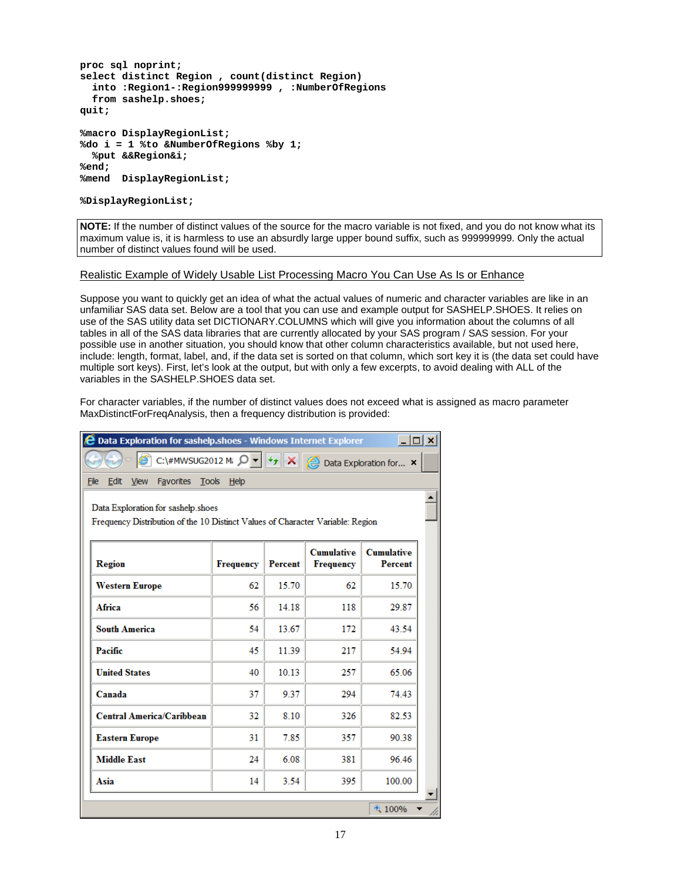```
proc sql noprint;
select distinct Region , count(distinct Region)
  into :Region1-:Region999999999 , :NumberOfRegions
  from sashelp.shoes;
quit;

%macro DisplayRegionList;
%do i = 1 %to &NumberOfRegions %by 1;
  %put &&Region&i;
%end;
%mend  DisplayRegionList;

%DisplayRegionList;
```

> **NOTE:** If the number of distinct values of the source for the macro variable is not fixed, and you do not know what its maximum value is, it is harmless to use an absurdly large upper bound suffix, such as 999999999. Only the actual number of distinct values found will be used.

## Realistic Example of Widely Usable List Processing Macro You Can Use As Is or Enhance

Suppose you want to quickly get an idea of what the actual values of numeric and character variables are like in an unfamiliar SAS data set. Below are a tool that you can use and example output for SASHELP.SHOES. It relies on use of the SAS utility data set DICTIONARY.COLUMNS which will give you information about the columns of all tables in all of the SAS data libraries that are currently allocated by your SAS program / SAS session. For your possible use in another situation, you should know that other column characteristics available, but not used here, include: length, format, label, and, if the data set is sorted on that column, which sort key it is (the data set could have multiple sort keys). First, let's look at the output, but with only a few excerpts, to avoid dealing with ALL of the variables in the SASHELP.SHOES data set.

For character variables, if the number of distinct values does not exceed what is assigned as macro parameter MaxDistinctForFreqAnalysis, then a frequency distribution is provided:

Data Exploration for sashelp.shoes

Frequency Distribution of the 10 Distinct Values of Character Variable: Region

| Region | Frequency | Percent | Cumulative Frequency | Cumulative Percent |
|---|---|---|---|---|
| Western Europe | 62 | 15.70 | 62 | 15.70 |
| Africa | 56 | 14.18 | 118 | 29.87 |
| South America | 54 | 13.67 | 172 | 43.54 |
| Pacific | 45 | 11.39 | 217 | 54.94 |
| United States | 40 | 10.13 | 257 | 65.06 |
| Canada | 37 | 9.37 | 294 | 74.43 |
| Central America/Caribbean | 32 | 8.10 | 326 | 82.53 |
| Eastern Europe | 31 | 7.85 | 357 | 90.38 |
| Middle East | 24 | 6.08 | 381 | 96.46 |
| Asia | 14 | 3.54 | 395 | 100.00 |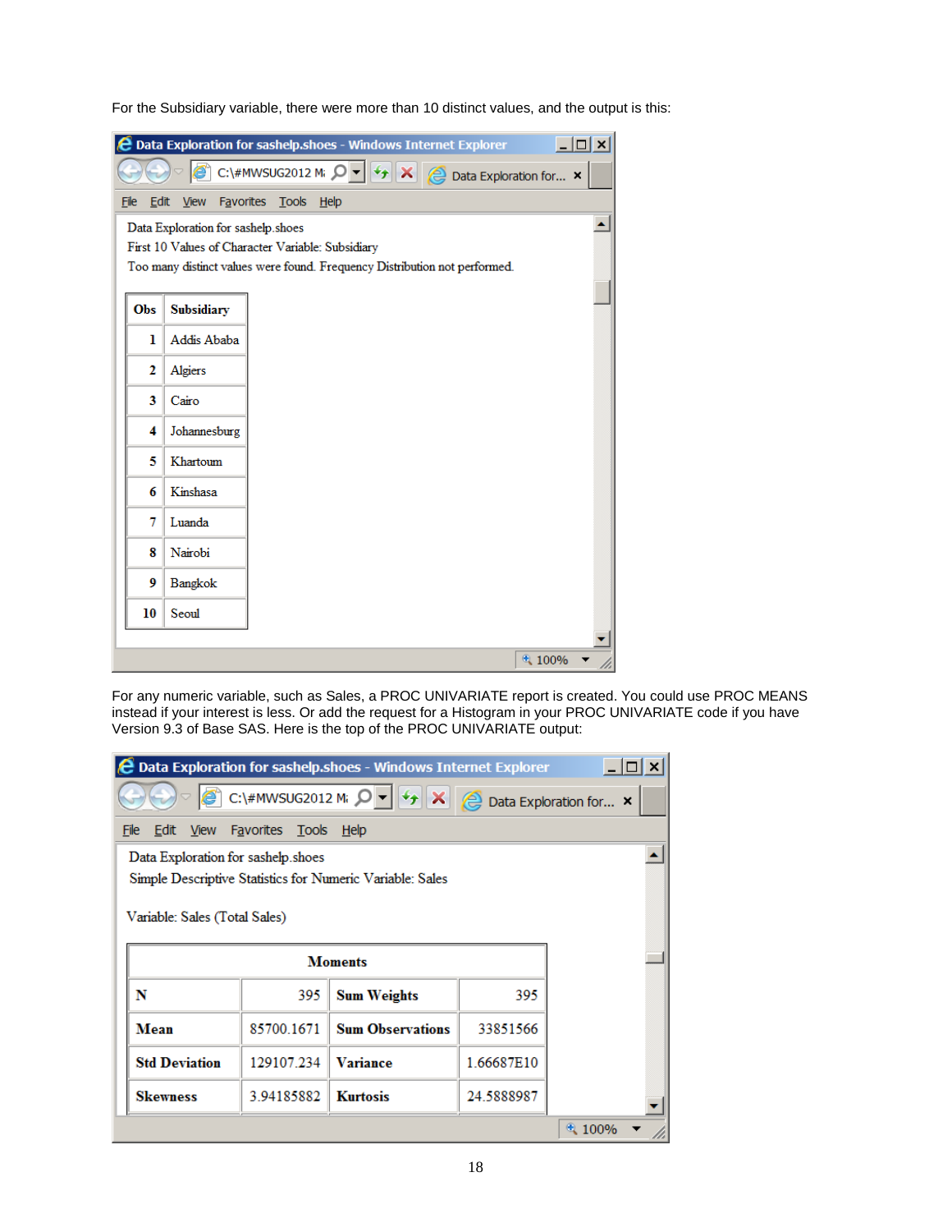For the Subsidiary variable, there were more than 10 distinct values, and the output is this:

Data Exploration for sashelp.shoes - Windows Internet Explorer

Data Exploration for sashelp.shoes

First 10 Values of Character Variable: Subsidiary

Too many distinct values were found. Frequency Distribution not performed.

| Obs | Subsidiary |
|---|---|
| 1 | Addis Ababa |
| 2 | Algiers |
| 3 | Cairo |
| 4 | Johannesburg |
| 5 | Khartoum |
| 6 | Kinshasa |
| 7 | Luanda |
| 8 | Nairobi |
| 9 | Bangkok |
| 10 | Seoul |

For any numeric variable, such as Sales, a PROC UNIVARIATE report is created. You could use PROC MEANS instead if your interest is less. Or add the request for a Histogram in your PROC UNIVARIATE code if you have Version 9.3 of Base SAS. Here is the top of the PROC UNIVARIATE output:

Data Exploration for sashelp.shoes - Windows Internet Explorer

Data Exploration for sashelp.shoes

Simple Descriptive Statistics for Numeric Variable: Sales

Variable: Sales (Total Sales)

| Moments | | | |
|---|---|---|---|
| N | 395 | Sum Weights | 395 |
| Mean | 85700.1671 | Sum Observations | 33851566 |
| Std Deviation | 129107.234 | Variance | 1.66687E10 |
| Skewness | 3.94185882 | Kurtosis | 24.5888987 |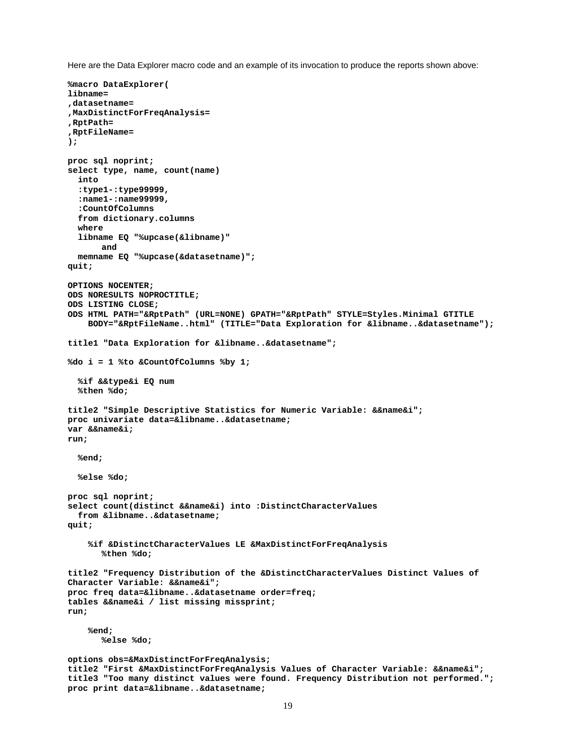Here are the Data Explorer macro code and an example of its invocation to produce the reports shown above:

```
%macro DataExplorer(
libname=
,datasetname=
,MaxDistinctForFreqAnalysis=
,RptPath=
,RptFileName=
);

proc sql noprint;
select type, name, count(name)
  into
  :type1-:type99999,
  :name1-:name99999,
  :CountOfColumns
  from dictionary.columns
  where
  libname EQ "%upcase(&libname)"
       and
  memname EQ "%upcase(&datasetname)";
quit;

OPTIONS NOCENTER;
ODS NORESULTS NOPROCTITLE;
ODS LISTING CLOSE;
ODS HTML PATH="&RptPath" (URL=NONE) GPATH="&RptPath" STYLE=Styles.Minimal GTITLE
    BODY="&RptFileName..html" (TITLE="Data Exploration for &libname..&datasetname");

title1 "Data Exploration for &libname..&datasetname";

%do i = 1 %to &CountOfColumns %by 1;

  %if &&type&i EQ num
  %then %do;

title2 "Simple Descriptive Statistics for Numeric Variable: &&name&i";
proc univariate data=&libname..&datasetname;
var &&name&i;
run;

  %end;

  %else %do;

proc sql noprint;
select count(distinct &&name&i) into :DistinctCharacterValues
  from &libname..&datasetname;
quit;

    %if &DistinctCharacterValues LE &MaxDistinctForFreqAnalysis
       %then %do;

title2 "Frequency Distribution of the &DistinctCharacterValues Distinct Values of
Character Variable: &&name&i";
proc freq data=&libname..&datasetname order=freq;
tables &&name&i / list missing missprint;
run;

    %end;
       %else %do;

options obs=&MaxDistinctForFreqAnalysis;
title2 "First &MaxDistinctForFreqAnalysis Values of Character Variable: &&name&i";
title3 "Too many distinct values were found. Frequency Distribution not performed.";
proc print data=&libname..&datasetname;
```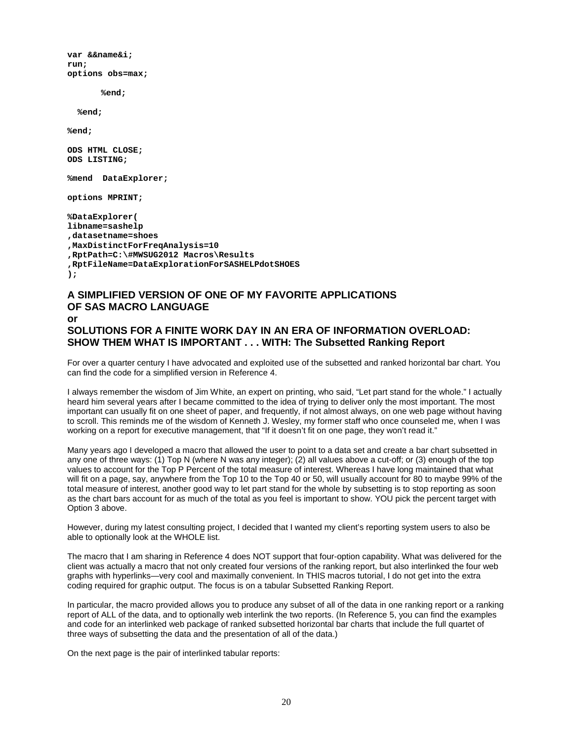```
var &&name&i;
run;
options obs=max;

       %end;

  %end;

%end;

ODS HTML CLOSE;
ODS LISTING;

%mend  DataExplorer;

options MPRINT;

%DataExplorer(
libname=sashelp
,datasetname=shoes
,MaxDistinctForFreqAnalysis=10
,RptPath=C:\#MWSUG2012 Macros\Results
,RptFileName=DataExplorationForSASHELPdotSHOES
);
```

## A SIMPLIFIED VERSION OF ONE OF MY FAVORITE APPLICATIONS OF SAS MACRO LANGUAGE

**or**

## SOLUTIONS FOR A FINITE WORK DAY IN AN ERA OF INFORMATION OVERLOAD: SHOW THEM WHAT IS IMPORTANT . . . WITH: The Subsetted Ranking Report

For over a quarter century I have advocated and exploited use of the subsetted and ranked horizontal bar chart. You can find the code for a simplified version in Reference 4.

I always remember the wisdom of Jim White, an expert on printing, who said, "Let part stand for the whole." I actually heard him several years after I became committed to the idea of trying to deliver only the most important. The most important can usually fit on one sheet of paper, and frequently, if not almost always, on one web page without having to scroll. This reminds me of the wisdom of Kenneth J. Wesley, my former staff who once counseled me, when I was working on a report for executive management, that "If it doesn't fit on one page, they won't read it."

Many years ago I developed a macro that allowed the user to point to a data set and create a bar chart subsetted in any one of three ways: (1) Top N (where N was any integer); (2) all values above a cut-off; or (3) enough of the top values to account for the Top P Percent of the total measure of interest. Whereas I have long maintained that what will fit on a page, say, anywhere from the Top 10 to the Top 40 or 50, will usually account for 80 to maybe 99% of the total measure of interest, another good way to let part stand for the whole by subsetting is to stop reporting as soon as the chart bars account for as much of the total as you feel is important to show. YOU pick the percent target with Option 3 above.

However, during my latest consulting project, I decided that I wanted my client's reporting system users to also be able to optionally look at the WHOLE list.

The macro that I am sharing in Reference 4 does NOT support that four-option capability. What was delivered for the client was actually a macro that not only created four versions of the ranking report, but also interlinked the four web graphs with hyperlinks—very cool and maximally convenient. In THIS macros tutorial, I do not get into the extra coding required for graphic output. The focus is on a tabular Subsetted Ranking Report.

In particular, the macro provided allows you to produce any subset of all of the data in one ranking report or a ranking report of ALL of the data, and to optionally web interlink the two reports. (In Reference 5, you can find the examples and code for an interlinked web package of ranked subsetted horizontal bar charts that include the full quartet of three ways of subsetting the data and the presentation of all of the data.)

On the next page is the pair of interlinked tabular reports: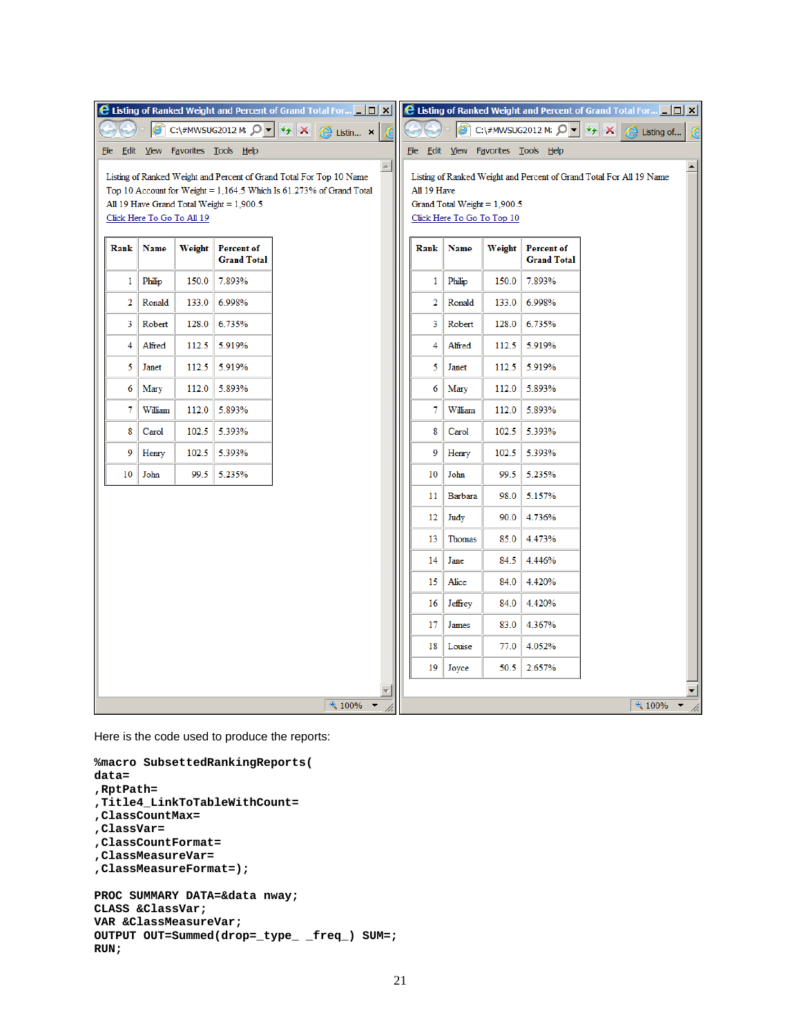Listing of Ranked Weight and Percent of Grand Total For Top 10 Name
Top 10 Account for Weight = 1,164.5 Which Is 61.273% of Grand Total
All 19 Have Grand Total Weight = 1,900.5
Click Here To Go To All 19

| Rank | Name | Weight | Percent of Grand Total |
|---|---|---|---|
| 1 | Philip | 150.0 | 7.893% |
| 2 | Ronald | 133.0 | 6.998% |
| 3 | Robert | 128.0 | 6.735% |
| 4 | Alfred | 112.5 | 5.919% |
| 5 | Janet | 112.5 | 5.919% |
| 6 | Mary | 112.0 | 5.893% |
| 7 | William | 112.0 | 5.893% |
| 8 | Carol | 102.5 | 5.393% |
| 9 | Henry | 102.5 | 5.393% |
| 10 | John | 99.5 | 5.235% |

Listing of Ranked Weight and Percent of Grand Total For All 19 Name
All 19 Have
Grand Total Weight = 1,900.5
Click Here To Go To Top 10

| Rank | Name | Weight | Percent of Grand Total |
|---|---|---|---|
| 1 | Philip | 150.0 | 7.893% |
| 2 | Ronald | 133.0 | 6.998% |
| 3 | Robert | 128.0 | 6.735% |
| 4 | Alfred | 112.5 | 5.919% |
| 5 | Janet | 112.5 | 5.919% |
| 6 | Mary | 112.0 | 5.893% |
| 7 | William | 112.0 | 5.893% |
| 8 | Carol | 102.5 | 5.393% |
| 9 | Henry | 102.5 | 5.393% |
| 10 | John | 99.5 | 5.235% |
| 11 | Barbara | 98.0 | 5.157% |
| 12 | Judy | 90.0 | 4.736% |
| 13 | Thomas | 85.0 | 4.473% |
| 14 | Jane | 84.5 | 4.446% |
| 15 | Alice | 84.0 | 4.420% |
| 16 | Jeffrey | 84.0 | 4.420% |
| 17 | James | 83.0 | 4.367% |
| 18 | Louise | 77.0 | 4.052% |
| 19 | Joyce | 50.5 | 2.657% |

Here is the code used to produce the reports:

```
%macro SubsettedRankingReports(
data=
,RptPath=
,Title4_LinkToTableWithCount=
,ClassCountMax=
,ClassVar=
,ClassCountFormat=
,ClassMeasureVar=
,ClassMeasureFormat=);

PROC SUMMARY DATA=&data nway;
CLASS &ClassVar;
VAR &ClassMeasureVar;
OUTPUT OUT=Summed(drop=_type_ _freq_) SUM=;
RUN;
```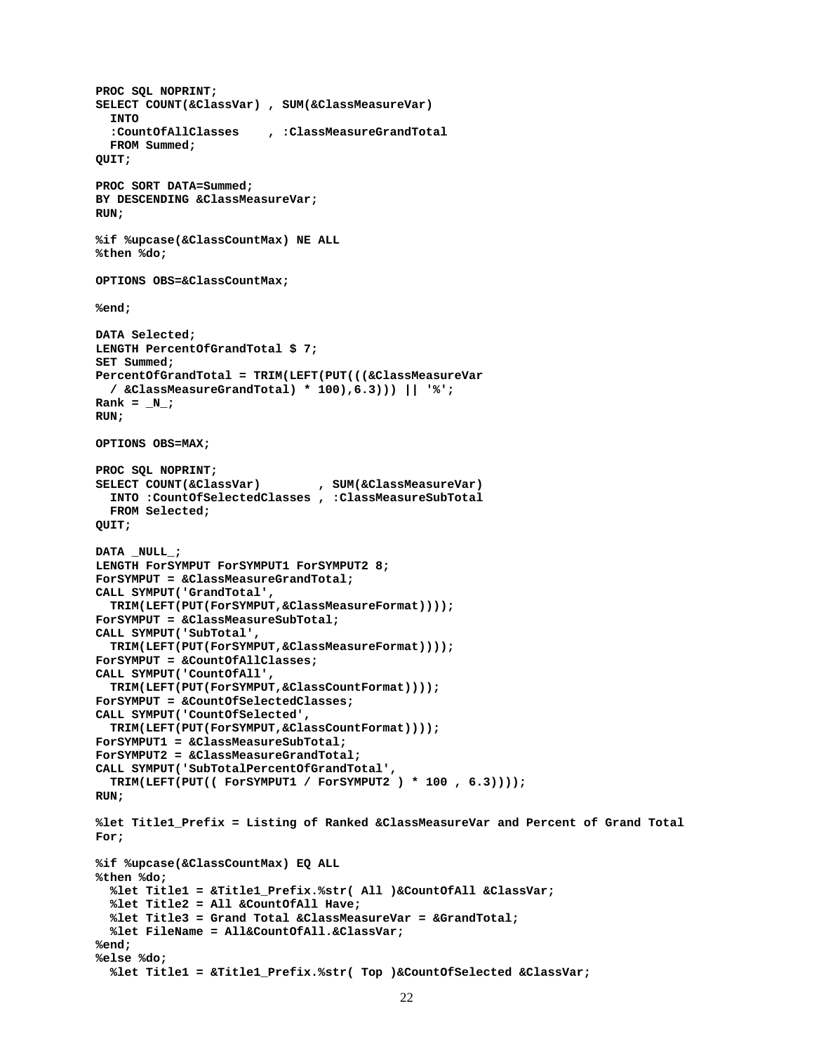```
PROC SQL NOPRINT;
SELECT COUNT(&ClassVar) , SUM(&ClassMeasureVar)
  INTO
  :CountOfAllClasses    , :ClassMeasureGrandTotal
  FROM Summed;
QUIT;

PROC SORT DATA=Summed;
BY DESCENDING &ClassMeasureVar;
RUN;

%if %upcase(&ClassCountMax) NE ALL
%then %do;

OPTIONS OBS=&ClassCountMax;

%end;

DATA Selected;
LENGTH PercentOfGrandTotal $ 7;
SET Summed;
PercentOfGrandTotal = TRIM(LEFT(PUT(((&ClassMeasureVar
  / &ClassMeasureGrandTotal) * 100),6.3))) || '%';
Rank = _N_;
RUN;

OPTIONS OBS=MAX;

PROC SQL NOPRINT;
SELECT COUNT(&ClassVar)        , SUM(&ClassMeasureVar)
  INTO :CountOfSelectedClasses , :ClassMeasureSubTotal
  FROM Selected;
QUIT;

DATA _NULL_;
LENGTH ForSYMPUT ForSYMPUT1 ForSYMPUT2 8;
ForSYMPUT = &ClassMeasureGrandTotal;
CALL SYMPUT('GrandTotal',
  TRIM(LEFT(PUT(ForSYMPUT,&ClassMeasureFormat))));
ForSYMPUT = &ClassMeasureSubTotal;
CALL SYMPUT('SubTotal',
  TRIM(LEFT(PUT(ForSYMPUT,&ClassMeasureFormat))));
ForSYMPUT = &CountOfAllClasses;
CALL SYMPUT('CountOfAll',
  TRIM(LEFT(PUT(ForSYMPUT,&ClassCountFormat))));
ForSYMPUT = &CountOfSelectedClasses;
CALL SYMPUT('CountOfSelected',
  TRIM(LEFT(PUT(ForSYMPUT,&ClassCountFormat))));
ForSYMPUT1 = &ClassMeasureSubTotal;
ForSYMPUT2 = &ClassMeasureGrandTotal;
CALL SYMPUT('SubTotalPercentOfGrandTotal',
  TRIM(LEFT(PUT(( ForSYMPUT1 / ForSYMPUT2 ) * 100 , 6.3))));
RUN;

%let Title1_Prefix = Listing of Ranked &ClassMeasureVar and Percent of Grand Total
For;

%if %upcase(&ClassCountMax) EQ ALL
%then %do;
  %let Title1 = &Title1_Prefix.%str( All )&CountOfAll &ClassVar;
  %let Title2 = All &CountOfAll Have;
  %let Title3 = Grand Total &ClassMeasureVar = &GrandTotal;
  %let FileName = All&CountOfAll.&ClassVar;
%end;
%else %do;
  %let Title1 = &Title1_Prefix.%str( Top )&CountOfSelected &ClassVar;
```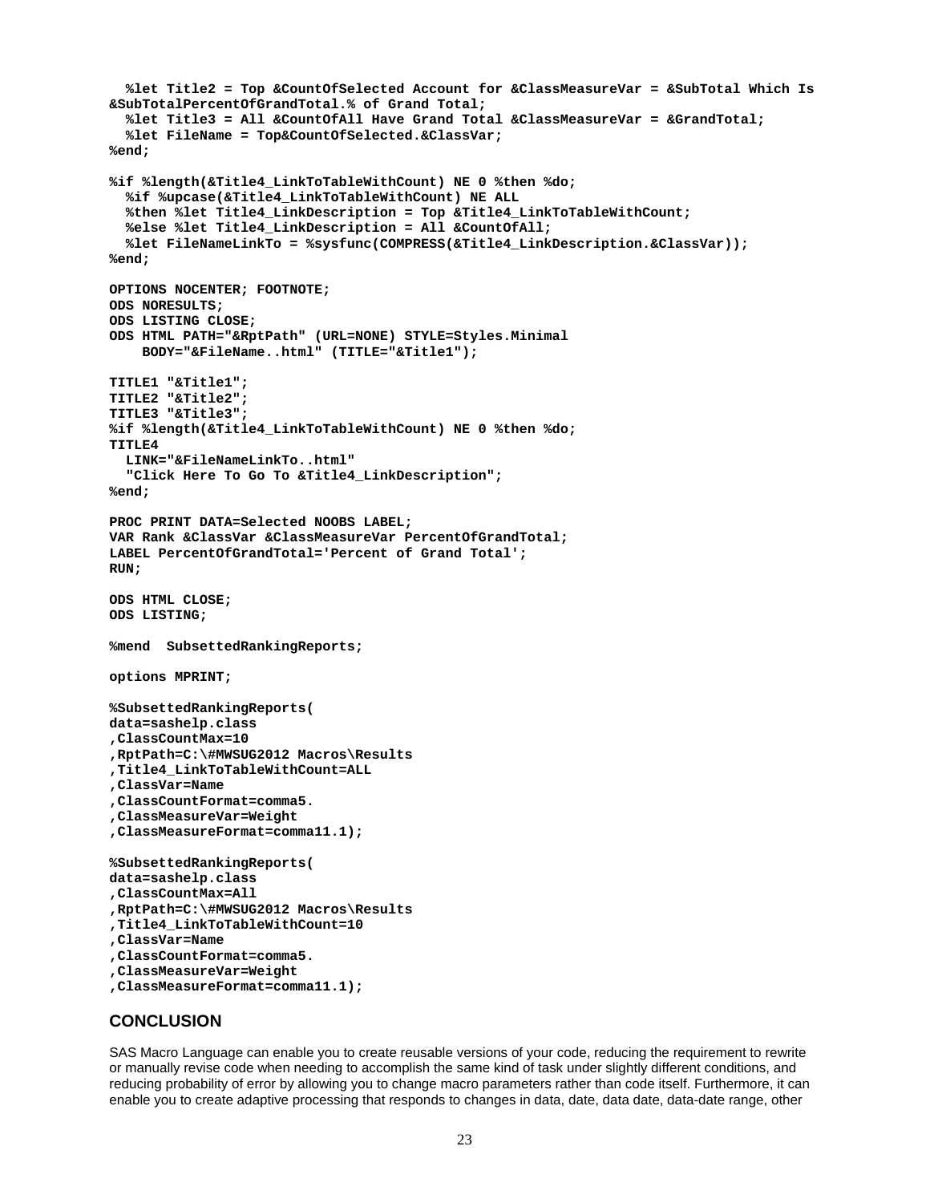```
  %let Title2 = Top &CountOfSelected Account for &ClassMeasureVar = &SubTotal Which Is 
&SubTotalPercentOfGrandTotal.% of Grand Total;
  %let Title3 = All &CountOfAll Have Grand Total &ClassMeasureVar = &GrandTotal;
  %let FileName = Top&CountOfSelected.&ClassVar;
%end;

%if %length(&Title4_LinkToTableWithCount) NE 0 %then %do;
  %if %upcase(&Title4_LinkToTableWithCount) NE ALL
  %then %let Title4_LinkDescription = Top &Title4_LinkToTableWithCount;
  %else %let Title4_LinkDescription = All &CountOfAll;
  %let FileNameLinkTo = %sysfunc(COMPRESS(&Title4_LinkDescription.&ClassVar));
%end;

OPTIONS NOCENTER; FOOTNOTE;
ODS NORESULTS;
ODS LISTING CLOSE;
ODS HTML PATH="&RptPath" (URL=NONE) STYLE=Styles.Minimal
    BODY="&FileName..html" (TITLE="&Title1");

TITLE1 "&Title1";
TITLE2 "&Title2";
TITLE3 "&Title3";
%if %length(&Title4_LinkToTableWithCount) NE 0 %then %do;
TITLE4
  LINK="&FileNameLinkTo..html"
  "Click Here To Go To &Title4_LinkDescription";
%end;

PROC PRINT DATA=Selected NOOBS LABEL;
VAR Rank &ClassVar &ClassMeasureVar PercentOfGrandTotal;
LABEL PercentOfGrandTotal='Percent of Grand Total';
RUN;

ODS HTML CLOSE;
ODS LISTING;

%mend  SubsettedRankingReports;

options MPRINT;

%SubsettedRankingReports(
data=sashelp.class
,ClassCountMax=10
,RptPath=C:\#MWSUG2012 Macros\Results
,Title4_LinkToTableWithCount=ALL
,ClassVar=Name
,ClassCountFormat=comma5.
,ClassMeasureVar=Weight
,ClassMeasureFormat=comma11.1);

%SubsettedRankingReports(
data=sashelp.class
,ClassCountMax=All
,RptPath=C:\#MWSUG2012 Macros\Results
,Title4_LinkToTableWithCount=10
,ClassVar=Name
,ClassCountFormat=comma5.
,ClassMeasureVar=Weight
,ClassMeasureFormat=comma11.1);
```

## CONCLUSION

SAS Macro Language can enable you to create reusable versions of your code, reducing the requirement to rewrite or manually revise code when needing to accomplish the same kind of task under slightly different conditions, and reducing probability of error by allowing you to change macro parameters rather than code itself. Furthermore, it can enable you to create adaptive processing that responds to changes in data, date, data date, data-date range, other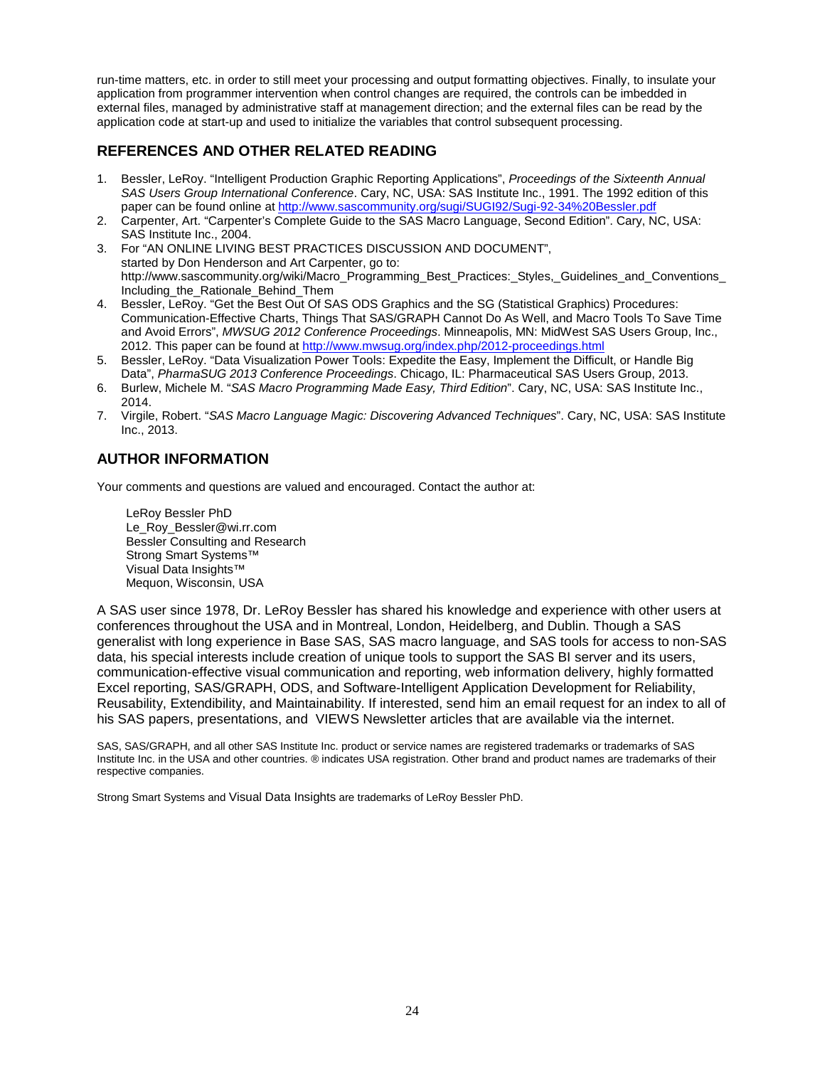run-time matters, etc. in order to still meet your processing and output formatting objectives. Finally, to insulate your application from programmer intervention when control changes are required, the controls can be imbedded in external files, managed by administrative staff at management direction; and the external files can be read by the application code at start-up and used to initialize the variables that control subsequent processing.

## REFERENCES AND OTHER RELATED READING

1. Bessler, LeRoy. "Intelligent Production Graphic Reporting Applications", *Proceedings of the Sixteenth Annual SAS Users Group International Conference*. Cary, NC, USA: SAS Institute Inc., 1991. The 1992 edition of this paper can be found online at http://www.sascommunity.org/sugi/SUGI92/Sugi-92-34%20Bessler.pdf
2. Carpenter, Art. "Carpenter's Complete Guide to the SAS Macro Language, Second Edition". Cary, NC, USA: SAS Institute Inc., 2004.
3. For "AN ONLINE LIVING BEST PRACTICES DISCUSSION AND DOCUMENT", started by Don Henderson and Art Carpenter, go to: http://www.sascommunity.org/wiki/Macro_Programming_Best_Practices:_Styles,_Guidelines_and_Conventions_Including_the_Rationale_Behind_Them
4. Bessler, LeRoy. "Get the Best Out Of SAS ODS Graphics and the SG (Statistical Graphics) Procedures: Communication-Effective Charts, Things That SAS/GRAPH Cannot Do As Well, and Macro Tools To Save Time and Avoid Errors", *MWSUG 2012 Conference Proceedings*. Minneapolis, MN: MidWest SAS Users Group, Inc., 2012. This paper can be found at http://www.mwsug.org/index.php/2012-proceedings.html
5. Bessler, LeRoy. "Data Visualization Power Tools: Expedite the Easy, Implement the Difficult, or Handle Big Data", *PharmaSUG 2013 Conference Proceedings*. Chicago, IL: Pharmaceutical SAS Users Group, 2013.
6. Burlew, Michele M. "*SAS Macro Programming Made Easy, Third Edition*". Cary, NC, USA: SAS Institute Inc., 2014.
7. Virgile, Robert. "*SAS Macro Language Magic: Discovering Advanced Techniques*". Cary, NC, USA: SAS Institute Inc., 2013.

## AUTHOR INFORMATION

Your comments and questions are valued and encouraged. Contact the author at:

LeRoy Bessler PhD
Le_Roy_Bessler@wi.rr.com
Bessler Consulting and Research
Strong Smart Systems™
Visual Data Insights™
Mequon, Wisconsin, USA

A SAS user since 1978, Dr. LeRoy Bessler has shared his knowledge and experience with other users at conferences throughout the USA and in Montreal, London, Heidelberg, and Dublin. Though a SAS generalist with long experience in Base SAS, SAS macro language, and SAS tools for access to non-SAS data, his special interests include creation of unique tools to support the SAS BI server and its users, communication-effective visual communication and reporting, web information delivery, highly formatted Excel reporting, SAS/GRAPH, ODS, and Software-Intelligent Application Development for Reliability, Reusability, Extendibility, and Maintainability. If interested, send him an email request for an index to all of his SAS papers, presentations, and VIEWS Newsletter articles that are available via the internet.

SAS, SAS/GRAPH, and all other SAS Institute Inc. product or service names are registered trademarks or trademarks of SAS Institute Inc. in the USA and other countries. ® indicates USA registration. Other brand and product names are trademarks of their respective companies.

Strong Smart Systems and Visual Data Insights are trademarks of LeRoy Bessler PhD.